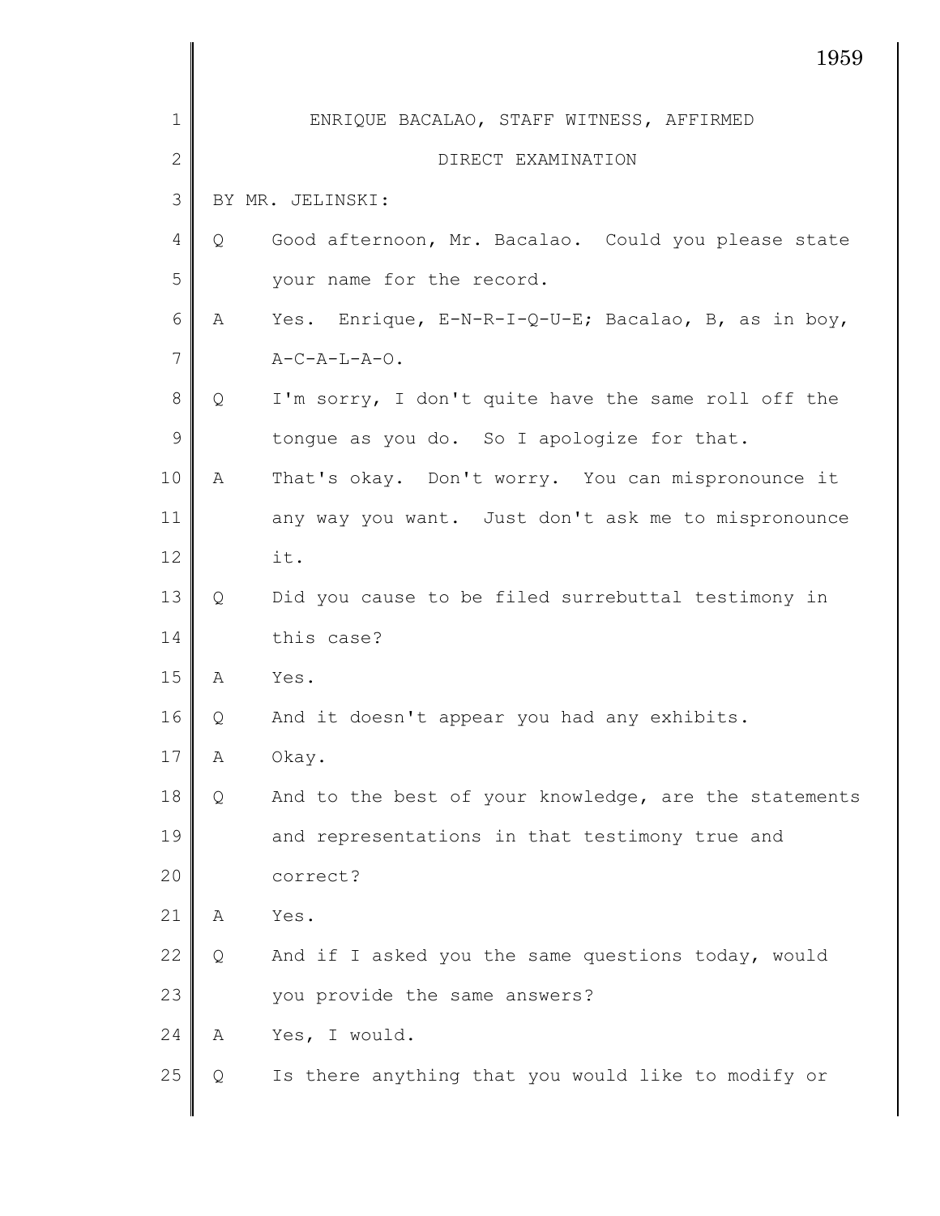ENRIQUE BACALAO, STAFF WITNESS, AFFIRMED

DIRECT EXAMINATION

BY MR. JELINSKI:

Q Good afternoon, Mr. Bacalao. Could you please state your name for the record.

A Yes. Enrique, E-N-R-I-Q-U-E; Bacalao, B, as in boy, A-C-A-L-A-O.

Q I'm sorry, I don't quite have the same roll off the tongue as you do. So I apologize for that.

A That's okay. Don't worry. You can mispronounce it any way you want. Just don't ask me to mispronounce it.

Q Did you cause to be filed surrebuttal testimony in this case?

A Yes.

Q And it doesn't appear you had any exhibits.

A Okay.

Q And to the best of your knowledge, are the statements and representations in that testimony true and correct?

A Yes.

Q And if I asked you the same questions today, would you provide the same answers?

A Yes, I would.

Q Is there anything that you would like to modify or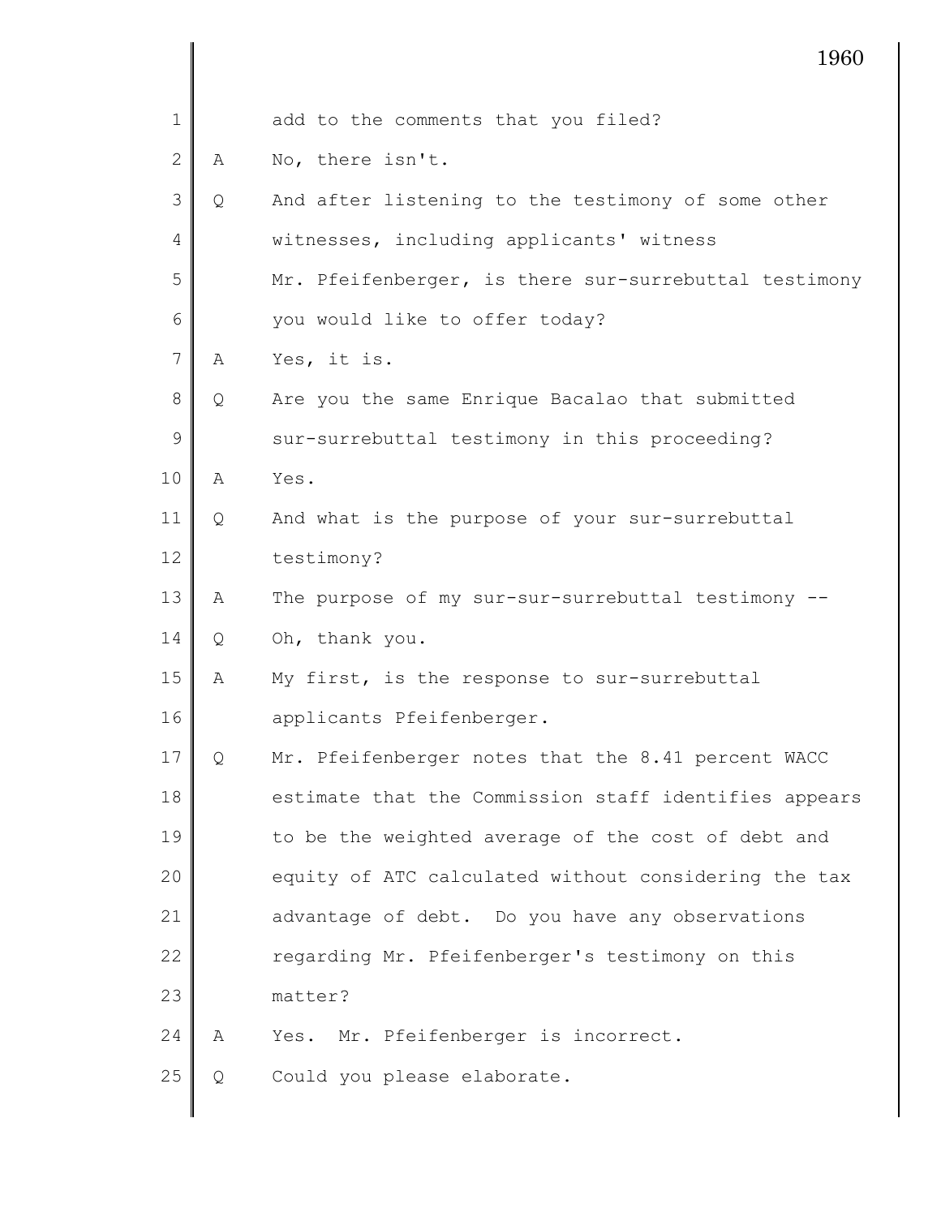add to the comments that you filed?

A No, there isn't.

Q And after listening to the testimony of some other witnesses, including applicants' witness Mr. Pfeifenberger, is there sur-surrebuttal testimony you would like to offer today?

A Yes, it is.

Q Are you the same Enrique Bacalao that submitted sur-surrebuttal testimony in this proceeding?

A Yes.

Q And what is the purpose of your sur-surrebuttal testimony?

A The purpose of my sur-sur-surrebuttal testimony --

Q Oh, thank you.

A My first, is the response to sur-surrebuttal applicants Pfeifenberger.

Q Mr. Pfeifenberger notes that the 8.41 percent WACC estimate that the Commission staff identifies appears to be the weighted average of the cost of debt and equity of ATC calculated without considering the tax advantage of debt. Do you have any observations regarding Mr. Pfeifenberger's testimony on this matter?

A Yes. Mr. Pfeifenberger is incorrect.

Q Could you please elaborate.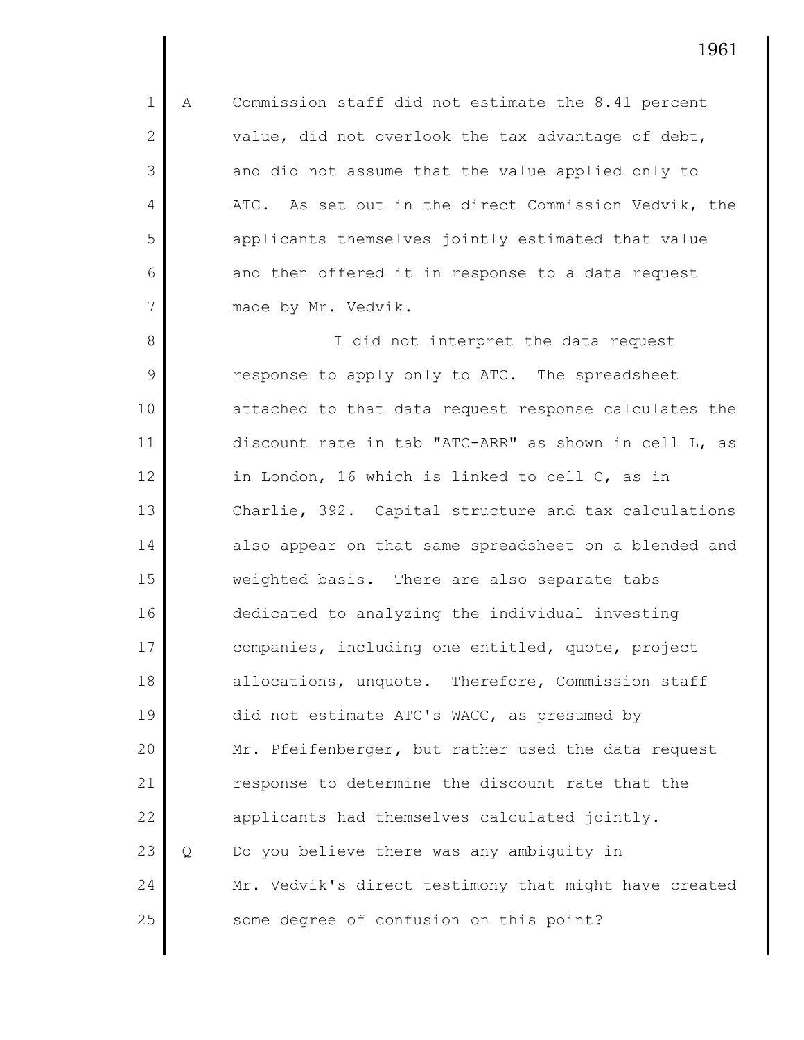A Commission staff did not estimate the 8.41 percent value, did not overlook the tax advantage of debt, and did not assume that the value applied only to ATC. As set out in the direct Commission Vedvik, the applicants themselves jointly estimated that value and then offered it in response to a data request made by Mr. Vedvik.

I did not interpret the data request response to apply only to ATC. The spreadsheet attached to that data request response calculates the discount rate in tab "ATC-ARR" as shown in cell L, as in London, 16 which is linked to cell C, as in Charlie, 392. Capital structure and tax calculations also appear on that same spreadsheet on a blended and weighted basis. There are also separate tabs dedicated to analyzing the individual investing companies, including one entitled, quote, project allocations, unquote. Therefore, Commission staff did not estimate ATC's WACC, as presumed by Mr. Pfeifenberger, but rather used the data request response to determine the discount rate that the applicants had themselves calculated jointly.

Q Do you believe there was any ambiguity in Mr. Vedvik's direct testimony that might have created some degree of confusion on this point?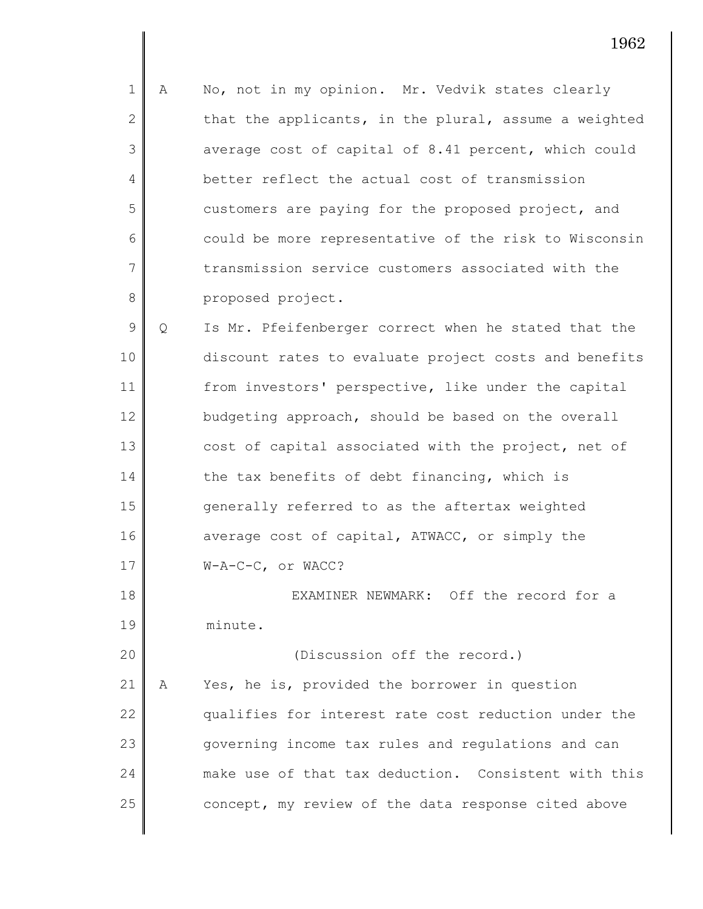A No, not in my opinion. Mr. Vedvik states clearly that the applicants, in the plural, assume a weighted average cost of capital of 8.41 percent, which could better reflect the actual cost of transmission customers are paying for the proposed project, and could be more representative of the risk to Wisconsin transmission service customers associated with the proposed project.

Q Is Mr. Pfeifenberger correct when he stated that the discount rates to evaluate project costs and benefits from investors' perspective, like under the capital budgeting approach, should be based on the overall cost of capital associated with the project, net of the tax benefits of debt financing, which is generally referred to as the aftertax weighted average cost of capital, ATWACC, or simply the W-A-C-C, or WACC?

EXAMINER NEWMARK: Off the record for a minute.

(Discussion off the record.)

A Yes, he is, provided the borrower in question qualifies for interest rate cost reduction under the governing income tax rules and regulations and can make use of that tax deduction. Consistent with this concept, my review of the data response cited above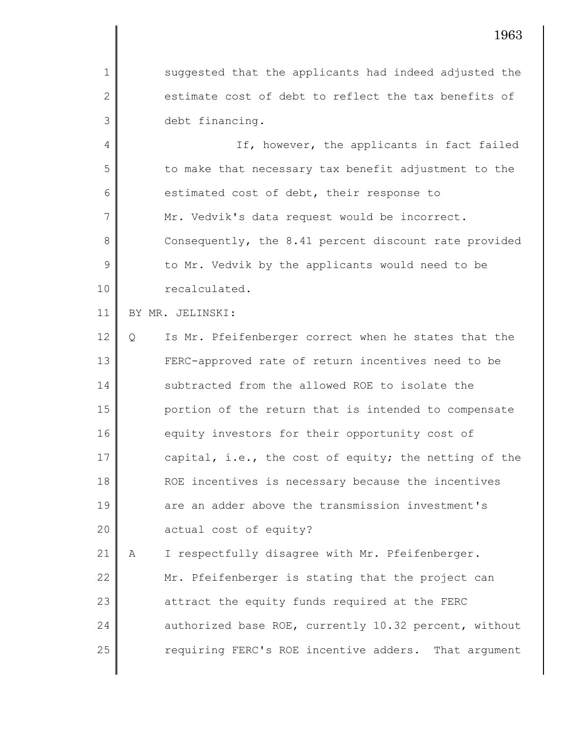suggested that the applicants had indeed adjusted the estimate cost of debt to reflect the tax benefits of debt financing.

If, however, the applicants in fact failed to make that necessary tax benefit adjustment to the estimated cost of debt, their response to Mr. Vedvik's data request would be incorrect. Consequently, the 8.41 percent discount rate provided to Mr. Vedvik by the applicants would need to be recalculated.

BY MR. JELINSKI:

Q Is Mr. Pfeifenberger correct when he states that the FERC-approved rate of return incentives need to be subtracted from the allowed ROE to isolate the portion of the return that is intended to compensate equity investors for their opportunity cost of capital, i.e., the cost of equity; the netting of the ROE incentives is necessary because the incentives are an adder above the transmission investment's actual cost of equity?

A I respectfully disagree with Mr. Pfeifenberger. Mr. Pfeifenberger is stating that the project can attract the equity funds required at the FERC authorized base ROE, currently 10.32 percent, without requiring FERC's ROE incentive adders. That argument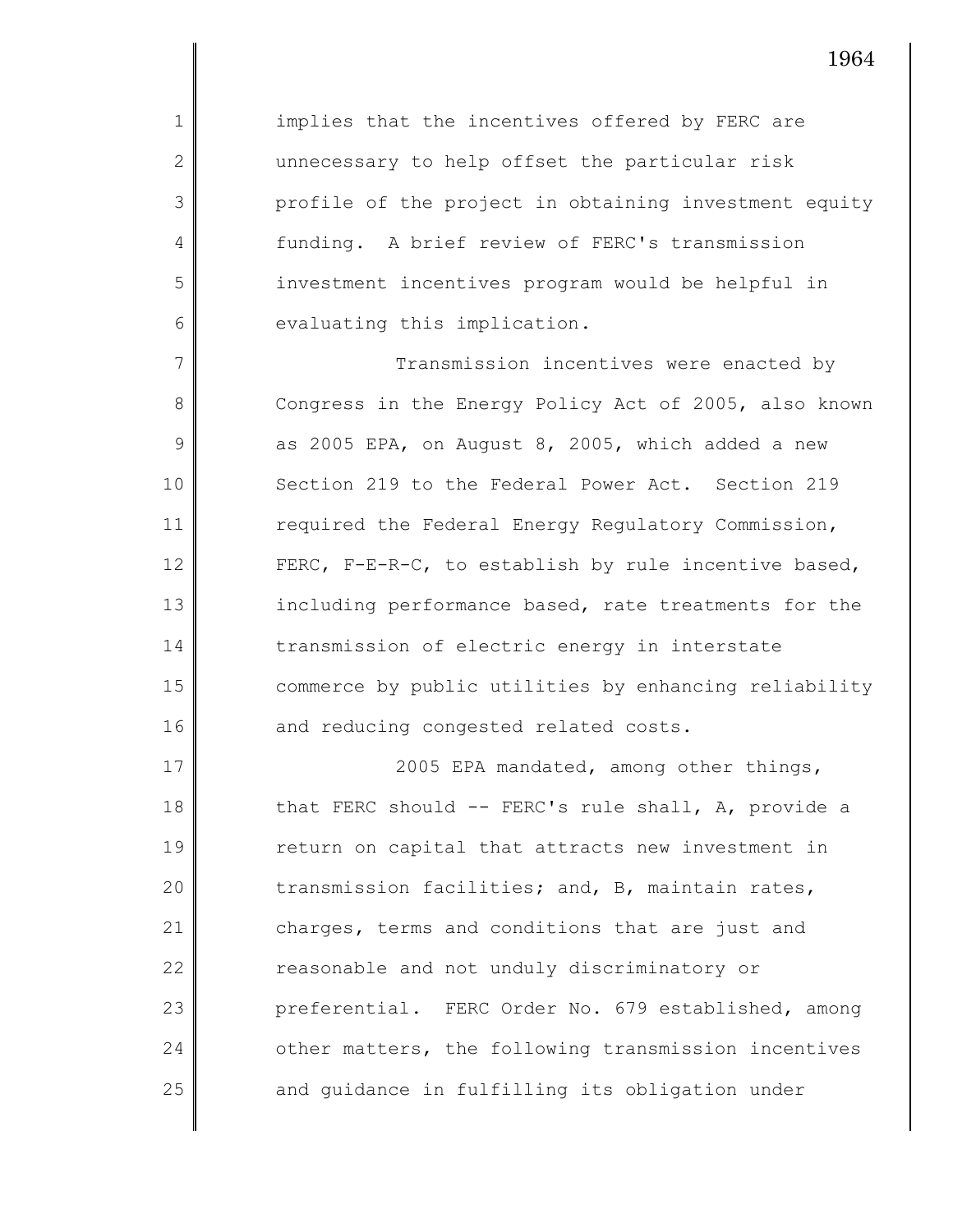implies that the incentives offered by FERC are unnecessary to help offset the particular risk profile of the project in obtaining investment equity funding. A brief review of FERC's transmission investment incentives program would be helpful in evaluating this implication.

Transmission incentives were enacted by Congress in the Energy Policy Act of 2005, also known as 2005 EPA, on August 8, 2005, which added a new Section 219 to the Federal Power Act. Section 219 required the Federal Energy Regulatory Commission, FERC, F-E-R-C, to establish by rule incentive based, including performance based, rate treatments for the transmission of electric energy in interstate commerce by public utilities by enhancing reliability and reducing congested related costs.

2005 EPA mandated, among other things, that FERC should -- FERC's rule shall, A, provide a return on capital that attracts new investment in transmission facilities; and, B, maintain rates, charges, terms and conditions that are just and reasonable and not unduly discriminatory or preferential. FERC Order No. 679 established, among other matters, the following transmission incentives and guidance in fulfilling its obligation under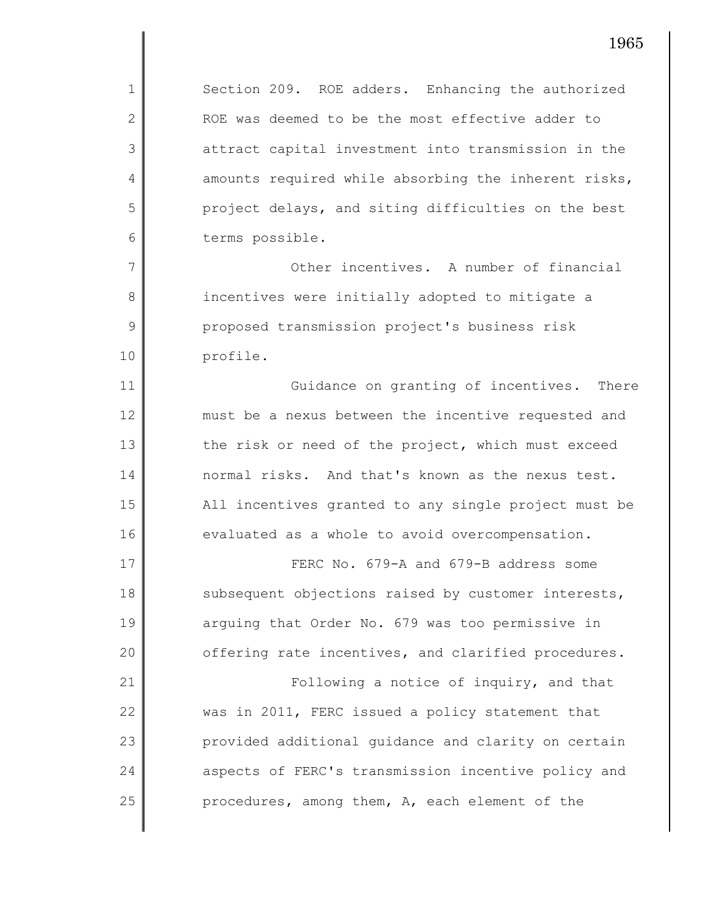Section 209. ROE adders. Enhancing the authorized ROE was deemed to be the most effective adder to attract capital investment into transmission in the amounts required while absorbing the inherent risks, project delays, and siting difficulties on the best terms possible.

Other incentives. A number of financial incentives were initially adopted to mitigate a proposed transmission project's business risk profile.

Guidance on granting of incentives. There must be a nexus between the incentive requested and the risk or need of the project, which must exceed normal risks. And that's known as the nexus test. All incentives granted to any single project must be evaluated as a whole to avoid overcompensation.

FERC No. 679-A and 679-B address some subsequent objections raised by customer interests, arguing that Order No. 679 was too permissive in offering rate incentives, and clarified procedures.

Following a notice of inquiry, and that was in 2011, FERC issued a policy statement that provided additional guidance and clarity on certain aspects of FERC's transmission incentive policy and procedures, among them, A, each element of the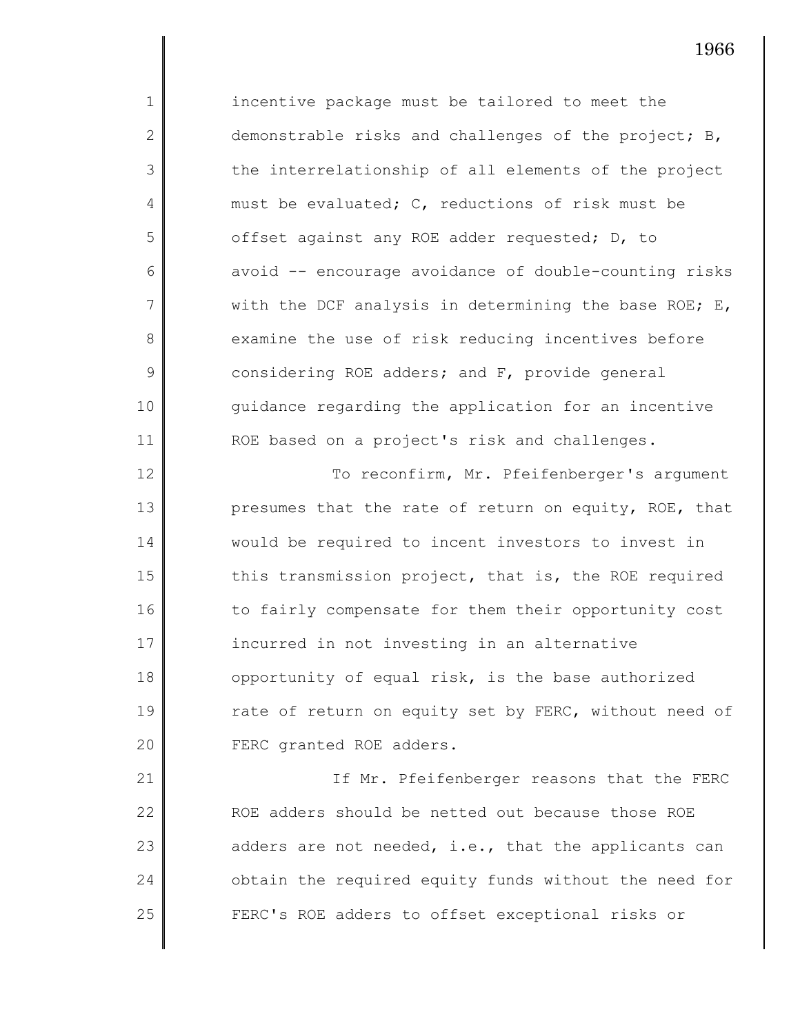incentive package must be tailored to meet the demonstrable risks and challenges of the project; B, the interrelationship of all elements of the project must be evaluated; C, reductions of risk must be offset against any ROE adder requested; D, to avoid -- encourage avoidance of double-counting risks with the DCF analysis in determining the base ROE; E, examine the use of risk reducing incentives before considering ROE adders; and F, provide general guidance regarding the application for an incentive ROE based on a project's risk and challenges.

To reconfirm, Mr. Pfeifenberger's argument presumes that the rate of return on equity, ROE, that would be required to incent investors to invest in this transmission project, that is, the ROE required to fairly compensate for them their opportunity cost incurred in not investing in an alternative opportunity of equal risk, is the base authorized rate of return on equity set by FERC, without need of FERC granted ROE adders.

If Mr. Pfeifenberger reasons that the FERC ROE adders should be netted out because those ROE adders are not needed, i.e., that the applicants can obtain the required equity funds without the need for FERC's ROE adders to offset exceptional risks or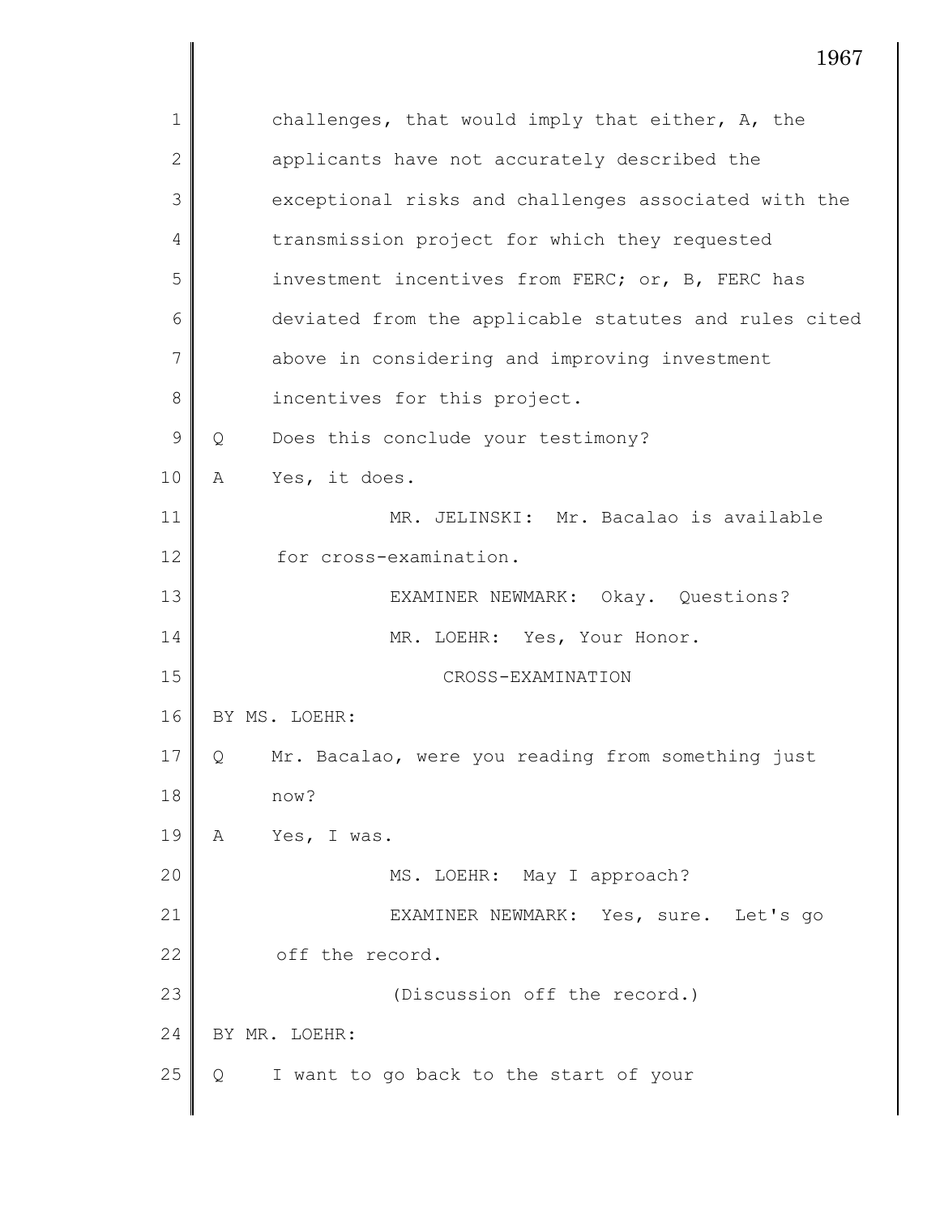challenges, that would imply that either, A, the applicants have not accurately described the exceptional risks and challenges associated with the transmission project for which they requested investment incentives from FERC; or, B, FERC has deviated from the applicable statutes and rules cited above in considering and improving investment incentives for this project.

Q Does this conclude your testimony?

A Yes, it does.

MR. JELINSKI: Mr. Bacalao is available for cross-examination.

EXAMINER NEWMARK: Okay. Questions?

MR. LOEHR: Yes, Your Honor.

CROSS-EXAMINATION

BY MS. LOEHR:

Q Mr. Bacalao, were you reading from something just now?

A Yes, I was.

MS. LOEHR: May I approach?

EXAMINER NEWMARK: Yes, sure. Let's go off the record.

(Discussion off the record.)

BY MR. LOEHR:

Q I want to go back to the start of your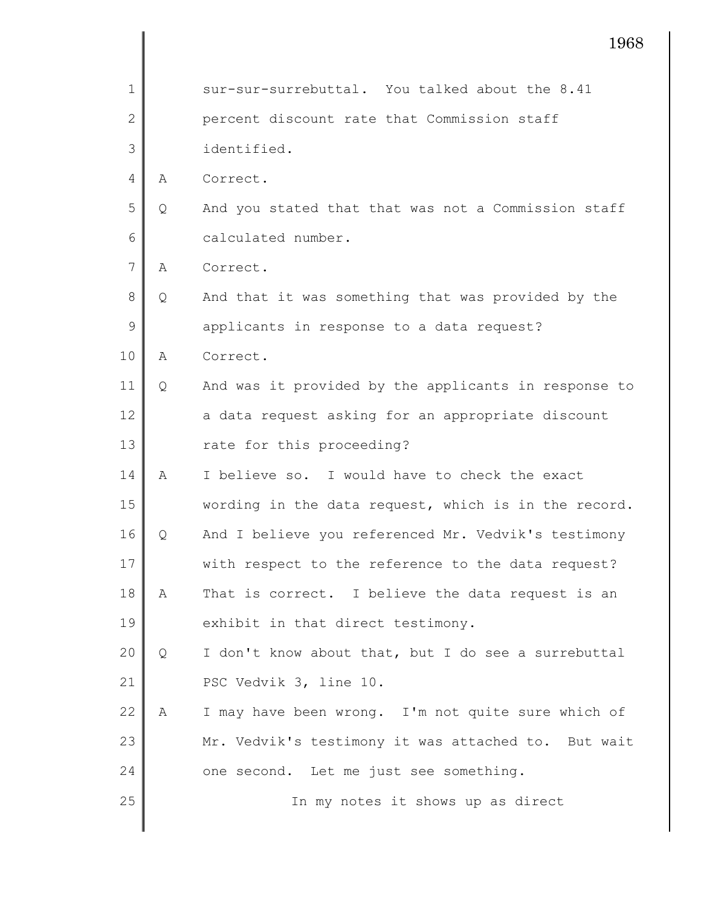sur-sur-surrebuttal. You talked about the 8.41 percent discount rate that Commission staff identified.

A Correct.

Q And you stated that that was not a Commission staff calculated number.

A Correct.

Q And that it was something that was provided by the applicants in response to a data request?

A Correct.

Q And was it provided by the applicants in response to a data request asking for an appropriate discount rate for this proceeding?

A I believe so. I would have to check the exact wording in the data request, which is in the record.

Q And I believe you referenced Mr. Vedvik's testimony with respect to the reference to the data request?

A That is correct. I believe the data request is an exhibit in that direct testimony.

Q I don't know about that, but I do see a surrebuttal PSC Vedvik 3, line 10.

A I may have been wrong. I'm not quite sure which of Mr. Vedvik's testimony it was attached to. But wait one second. Let me just see something.

In my notes it shows up as direct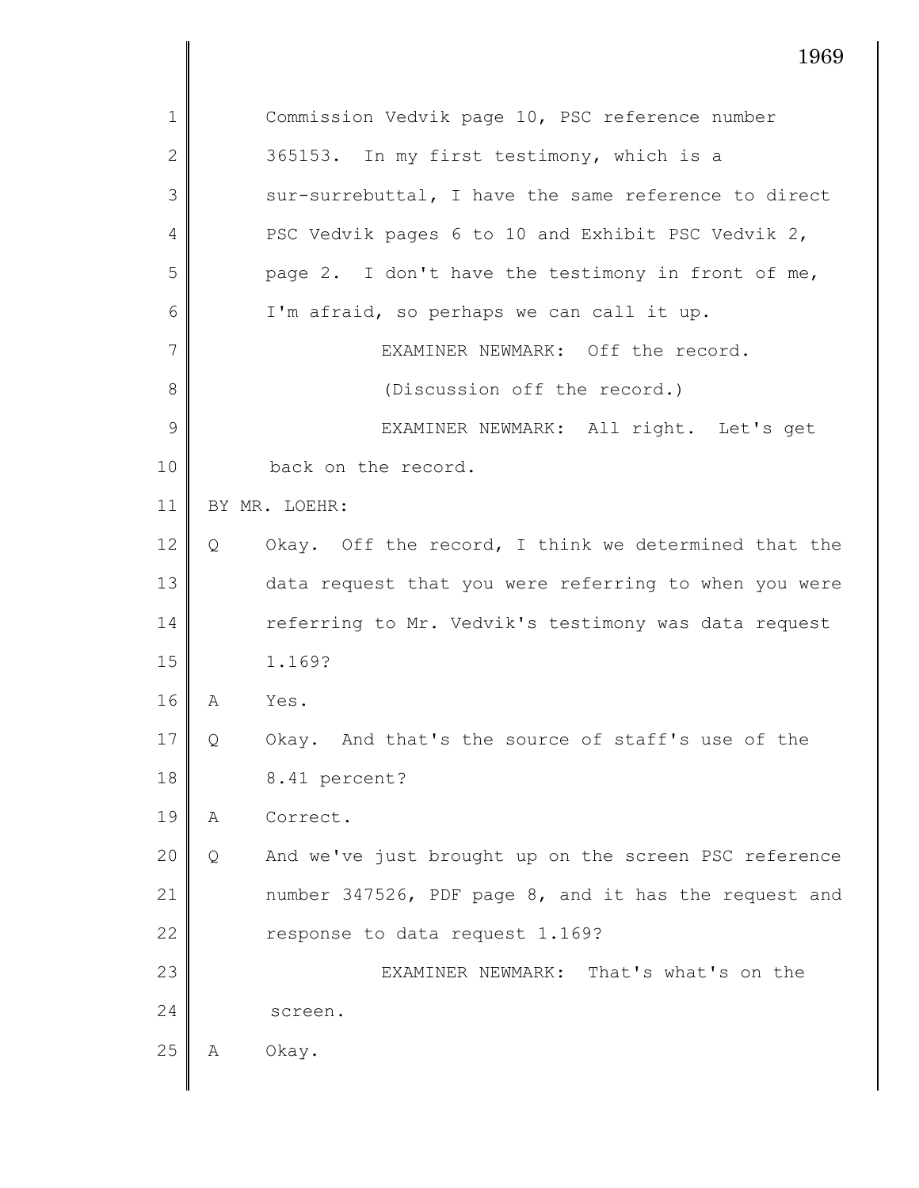Commission Vedvik page 10, PSC reference number 365153. In my first testimony, which is a sur-surrebuttal, I have the same reference to direct PSC Vedvik pages 6 to 10 and Exhibit PSC Vedvik 2, page 2. I don't have the testimony in front of me, I'm afraid, so perhaps we can call it up.

EXAMINER NEWMARK: Off the record.

(Discussion off the record.)

EXAMINER NEWMARK: All right. Let's get back on the record.

BY MR. LOEHR:

Q Okay. Off the record, I think we determined that the data request that you were referring to when you were referring to Mr. Vedvik's testimony was data request 1.169?

A Yes.

Q Okay. And that's the source of staff's use of the 8.41 percent?

A Correct.

Q And we've just brought up on the screen PSC reference number 347526, PDF page 8, and it has the request and response to data request 1.169?

EXAMINER NEWMARK: That's what's on the screen.

A Okay.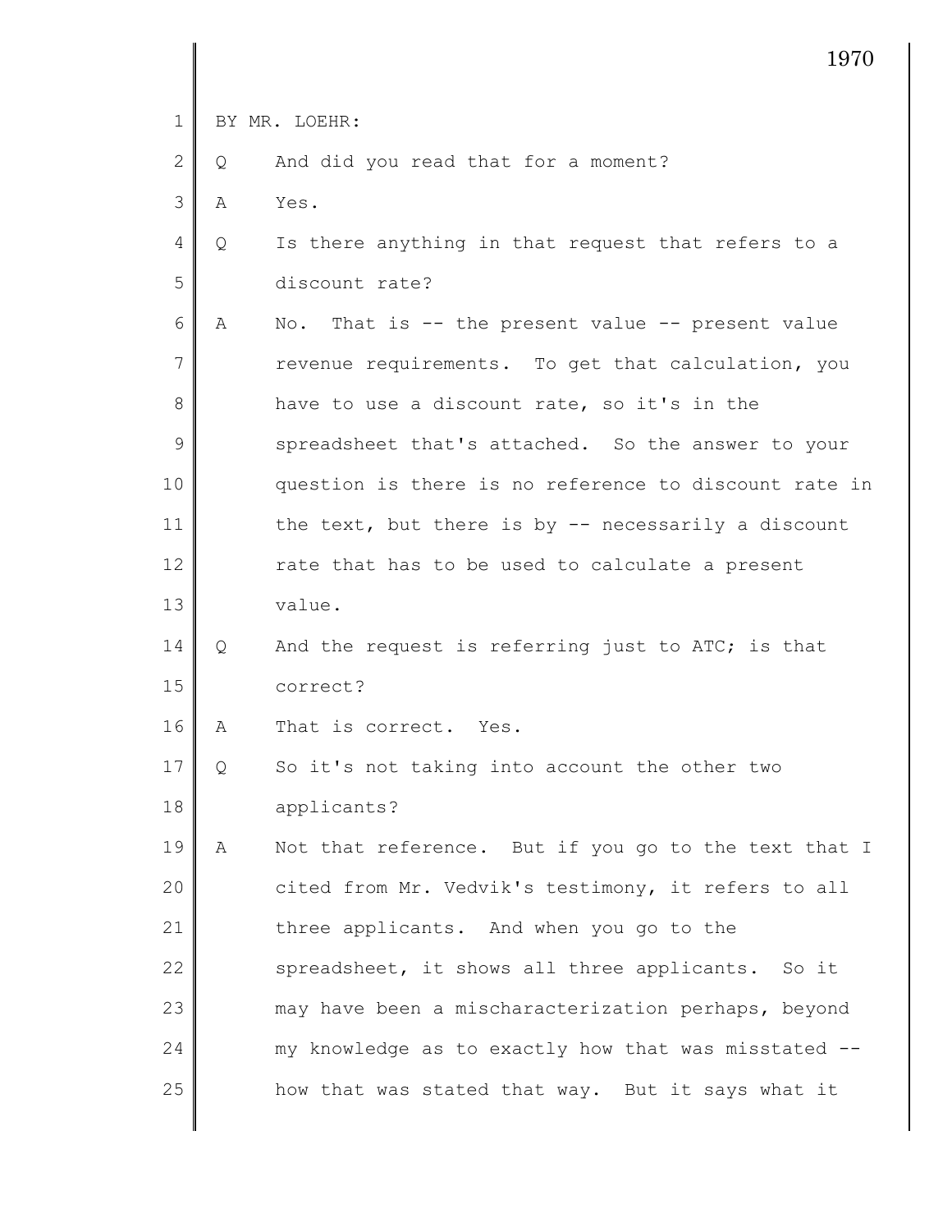BY MR. LOEHR:

Q And did you read that for a moment?

A Yes.

Q Is there anything in that request that refers to a discount rate?

A No. That is -- the present value -- present value revenue requirements. To get that calculation, you have to use a discount rate, so it's in the spreadsheet that's attached. So the answer to your question is there is no reference to discount rate in the text, but there is by -- necessarily a discount rate that has to be used to calculate a present value.

Q And the request is referring just to ATC; is that correct?

A That is correct. Yes.

Q So it's not taking into account the other two applicants?

A Not that reference. But if you go to the text that I cited from Mr. Vedvik's testimony, it refers to all three applicants. And when you go to the spreadsheet, it shows all three applicants. So it may have been a mischaracterization perhaps, beyond my knowledge as to exactly how that was misstated -- how that was stated that way. But it says what it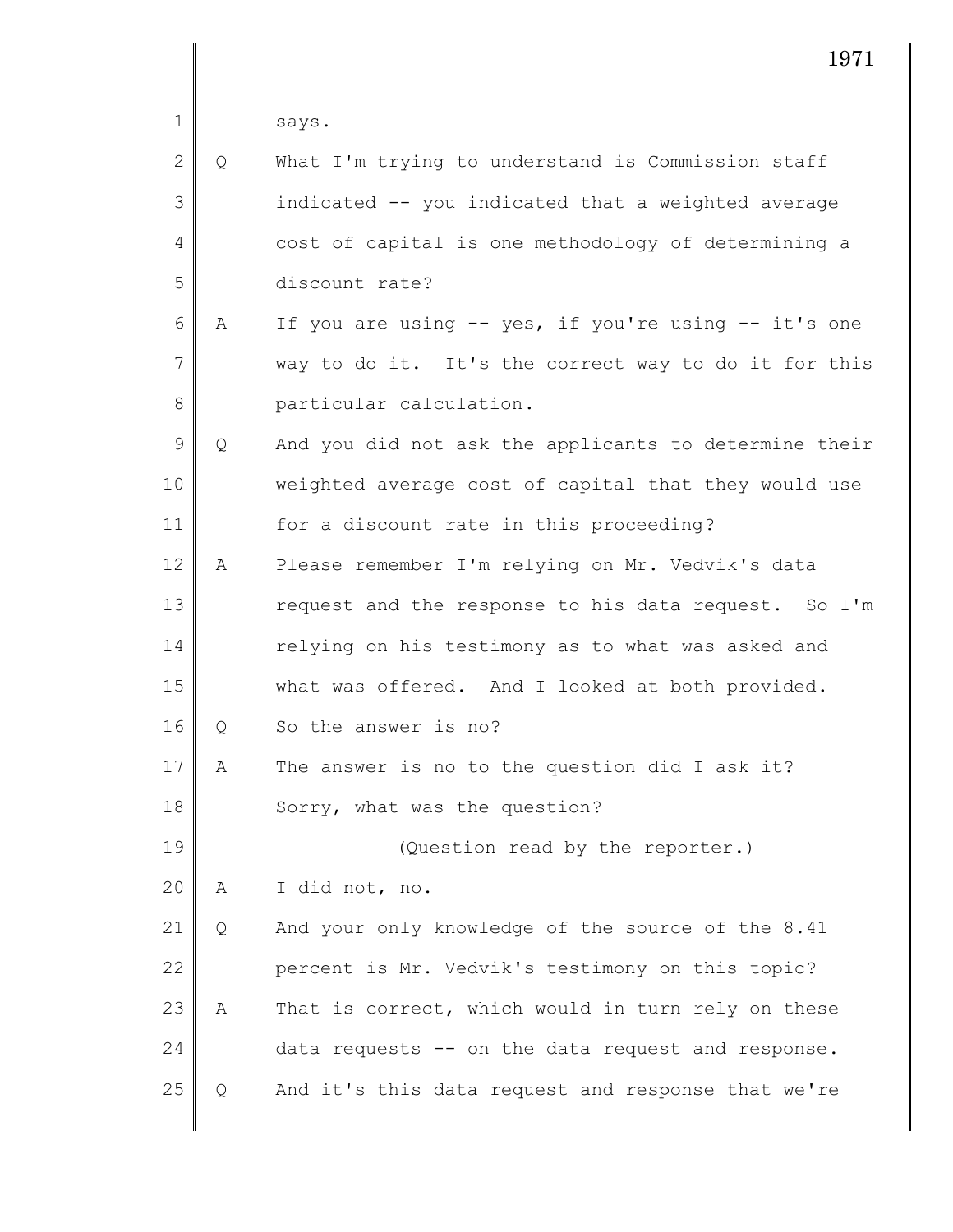says.

Q What I'm trying to understand is Commission staff indicated -- you indicated that a weighted average cost of capital is one methodology of determining a discount rate?

A If you are using -- yes, if you're using -- it's one way to do it. It's the correct way to do it for this particular calculation.

Q And you did not ask the applicants to determine their weighted average cost of capital that they would use for a discount rate in this proceeding?

A Please remember I'm relying on Mr. Vedvik's data request and the response to his data request. So I'm relying on his testimony as to what was asked and what was offered. And I looked at both provided.

Q So the answer is no?

A The answer is no to the question did I ask it? Sorry, what was the question?

(Question read by the reporter.)

A I did not, no.

Q And your only knowledge of the source of the 8.41 percent is Mr. Vedvik's testimony on this topic?

A That is correct, which would in turn rely on these data requests -- on the data request and response.

Q And it's this data request and response that we're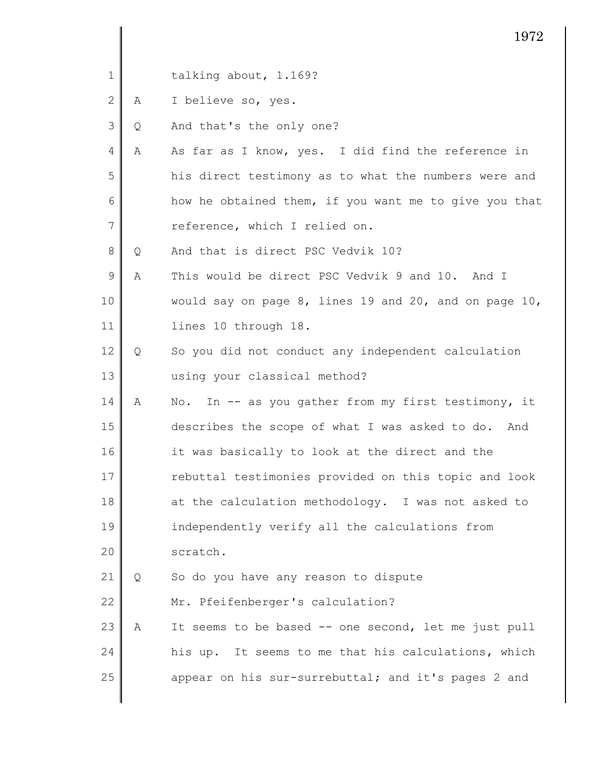talking about, 1.169?

A I believe so, yes.

Q And that's the only one?

A As far as I know, yes. I did find the reference in his direct testimony as to what the numbers were and how he obtained them, if you want me to give you that reference, which I relied on.

Q And that is direct PSC Vedvik 10?

A This would be direct PSC Vedvik 9 and 10. And I would say on page 8, lines 19 and 20, and on page 10, lines 10 through 18.

Q So you did not conduct any independent calculation using your classical method?

A No. In -- as you gather from my first testimony, it describes the scope of what I was asked to do. And it was basically to look at the direct and the rebuttal testimonies provided on this topic and look at the calculation methodology. I was not asked to independently verify all the calculations from scratch.

Q So do you have any reason to dispute Mr. Pfeifenberger's calculation?

A It seems to be based -- one second, let me just pull his up. It seems to me that his calculations, which appear on his sur-surrebuttal; and it's pages 2 and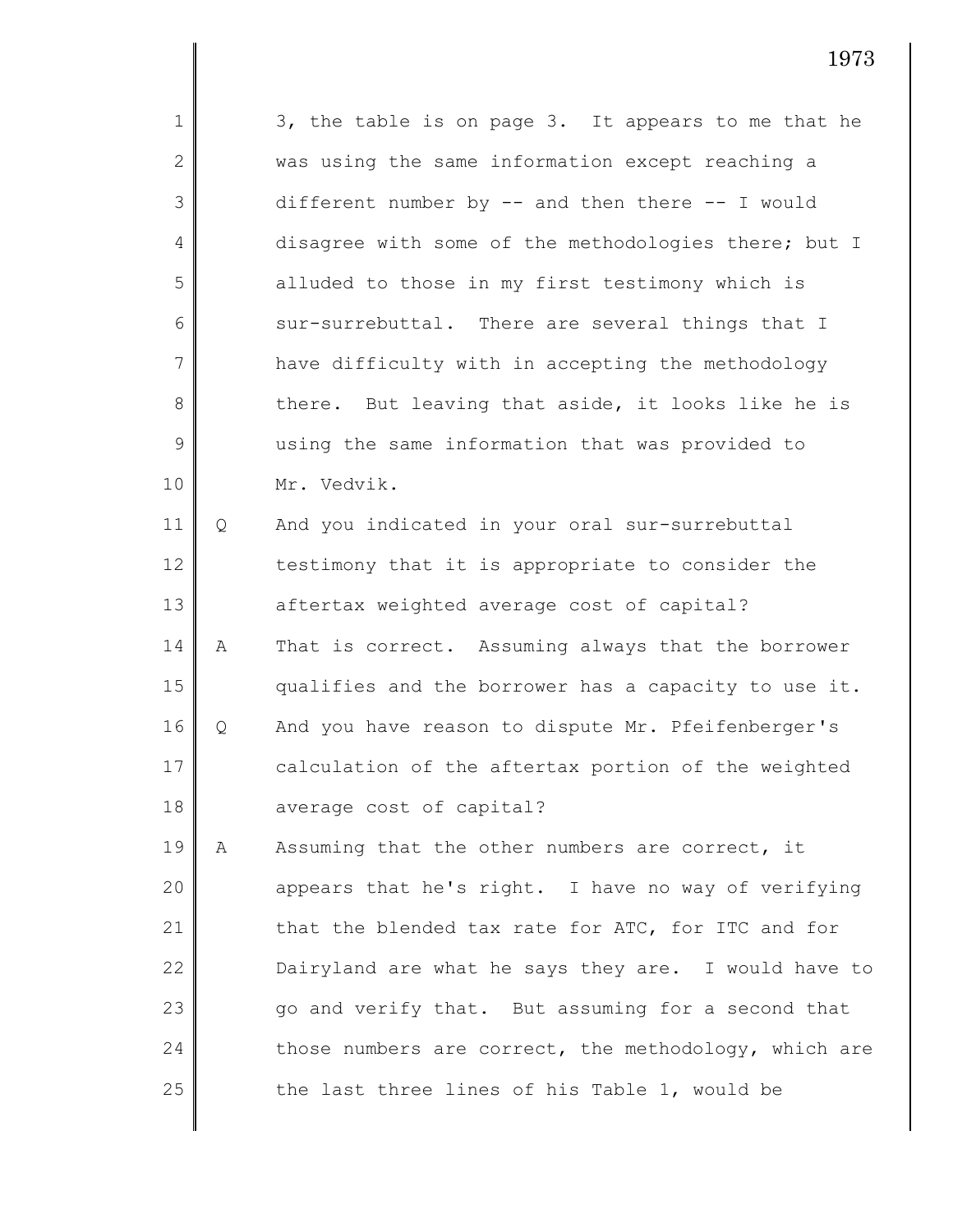3, the table is on page 3. It appears to me that he was using the same information except reaching a different number by -- and then there -- I would disagree with some of the methodologies there; but I alluded to those in my first testimony which is sur-surrebuttal. There are several things that I have difficulty with in accepting the methodology there. But leaving that aside, it looks like he is using the same information that was provided to Mr. Vedvik.

Q And you indicated in your oral sur-surrebuttal testimony that it is appropriate to consider the aftertax weighted average cost of capital?

A That is correct. Assuming always that the borrower qualifies and the borrower has a capacity to use it.

Q And you have reason to dispute Mr. Pfeifenberger's calculation of the aftertax portion of the weighted average cost of capital?

A Assuming that the other numbers are correct, it appears that he's right. I have no way of verifying that the blended tax rate for ATC, for ITC and for Dairyland are what he says they are. I would have to go and verify that. But assuming for a second that those numbers are correct, the methodology, which are the last three lines of his Table 1, would be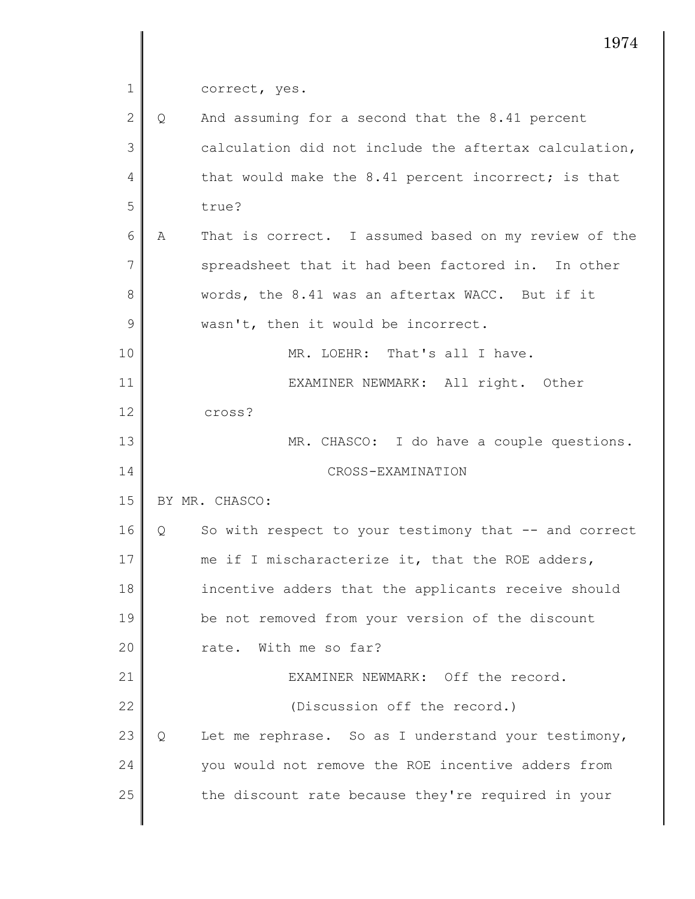correct, yes.

Q And assuming for a second that the 8.41 percent calculation did not include the aftertax calculation, that would make the 8.41 percent incorrect; is that true?

A That is correct. I assumed based on my review of the spreadsheet that it had been factored in. In other words, the 8.41 was an aftertax WACC. But if it wasn't, then it would be incorrect.

MR. LOEHR: That's all I have.

EXAMINER NEWMARK: All right. Other cross?

MR. CHASCO: I do have a couple questions.

CROSS-EXAMINATION

BY MR. CHASCO:

Q So with respect to your testimony that -- and correct me if I mischaracterize it, that the ROE adders, incentive adders that the applicants receive should be not removed from your version of the discount rate. With me so far?

EXAMINER NEWMARK: Off the record.

(Discussion off the record.)

Q Let me rephrase. So as I understand your testimony, you would not remove the ROE incentive adders from the discount rate because they're required in your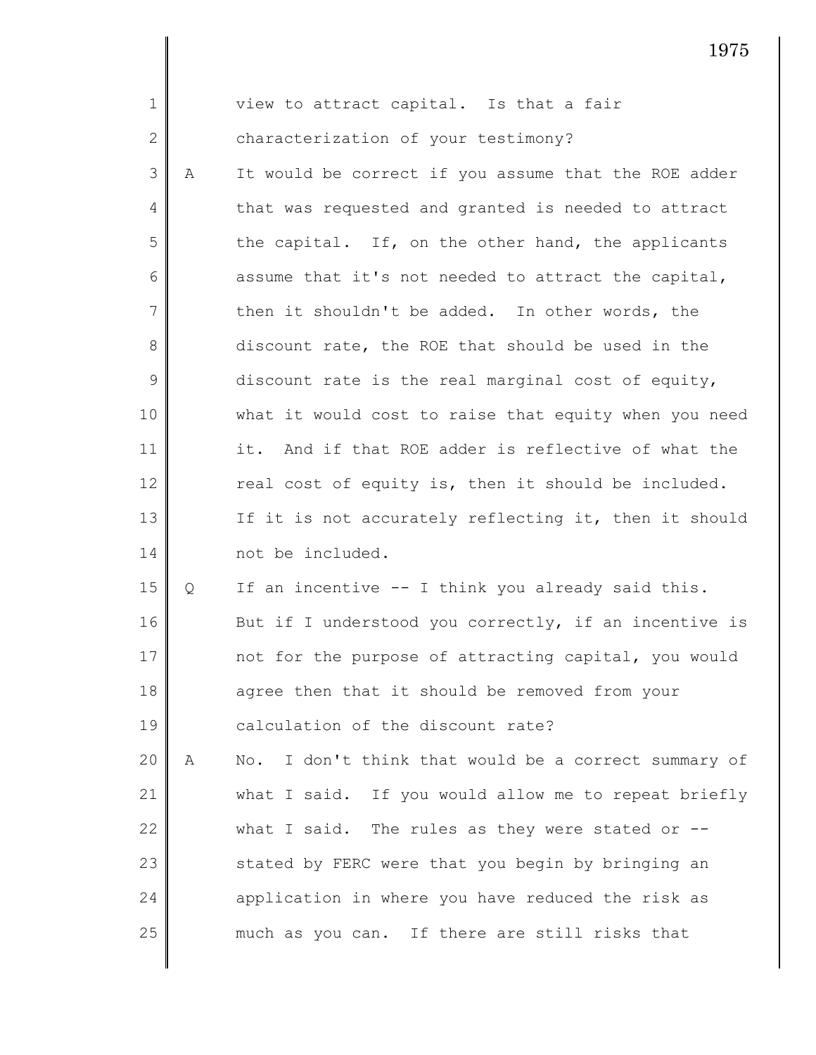view to attract capital. Is that a fair characterization of your testimony?

A It would be correct if you assume that the ROE adder that was requested and granted is needed to attract the capital. If, on the other hand, the applicants assume that it's not needed to attract the capital, then it shouldn't be added. In other words, the discount rate, the ROE that should be used in the discount rate is the real marginal cost of equity, what it would cost to raise that equity when you need it. And if that ROE adder is reflective of what the real cost of equity is, then it should be included. If it is not accurately reflecting it, then it should not be included.

Q If an incentive -- I think you already said this. But if I understood you correctly, if an incentive is not for the purpose of attracting capital, you would agree then that it should be removed from your calculation of the discount rate?

A No. I don't think that would be a correct summary of what I said. If you would allow me to repeat briefly what I said. The rules as they were stated or -- stated by FERC were that you begin by bringing an application in where you have reduced the risk as much as you can. If there are still risks that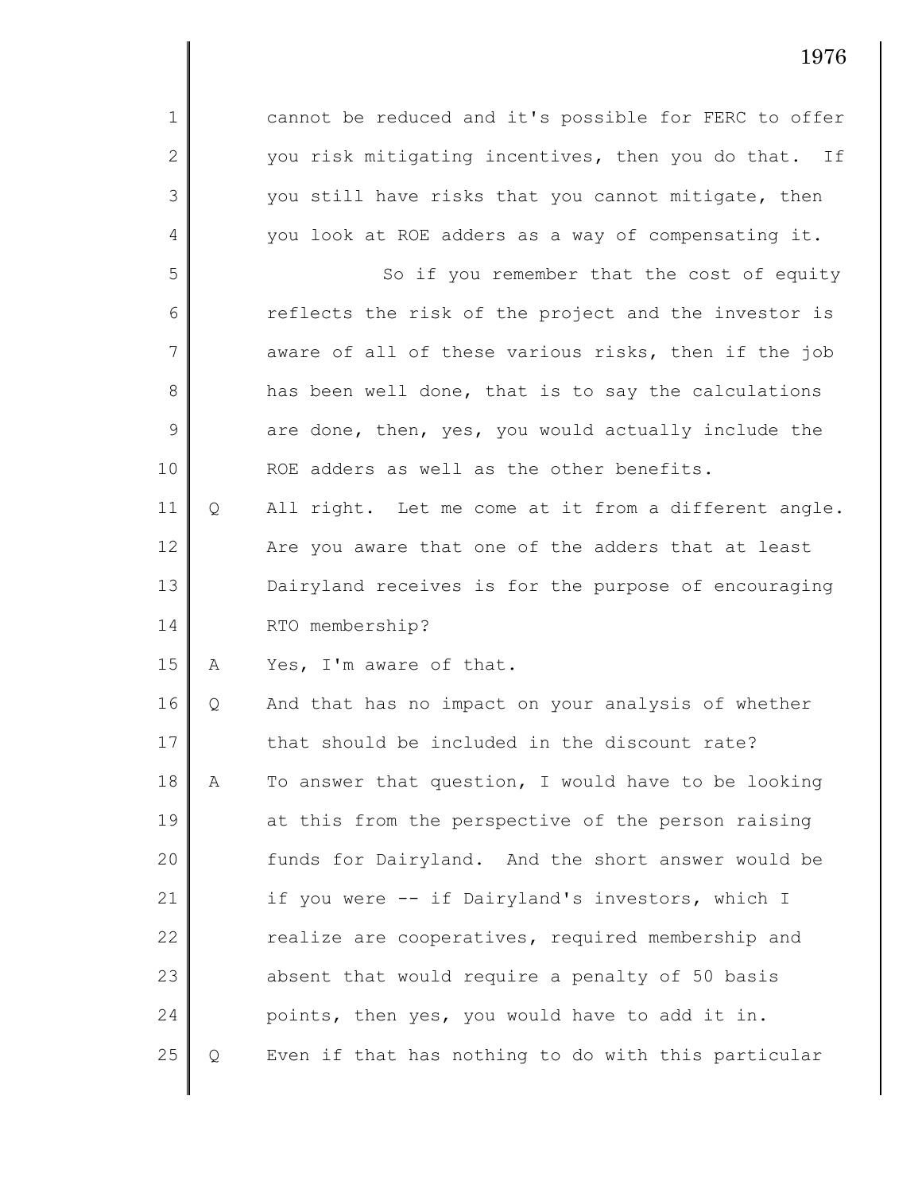cannot be reduced and it's possible for FERC to offer you risk mitigating incentives, then you do that. If you still have risks that you cannot mitigate, then you look at ROE adders as a way of compensating it.

So if you remember that the cost of equity reflects the risk of the project and the investor is aware of all of these various risks, then if the job has been well done, that is to say the calculations are done, then, yes, you would actually include the ROE adders as well as the other benefits.

Q All right. Let me come at it from a different angle. Are you aware that one of the adders that at least Dairyland receives is for the purpose of encouraging RTO membership?

A Yes, I'm aware of that.

Q And that has no impact on your analysis of whether that should be included in the discount rate?

A To answer that question, I would have to be looking at this from the perspective of the person raising funds for Dairyland. And the short answer would be if you were -- if Dairyland's investors, which I realize are cooperatives, required membership and absent that would require a penalty of 50 basis points, then yes, you would have to add it in.

Q Even if that has nothing to do with this particular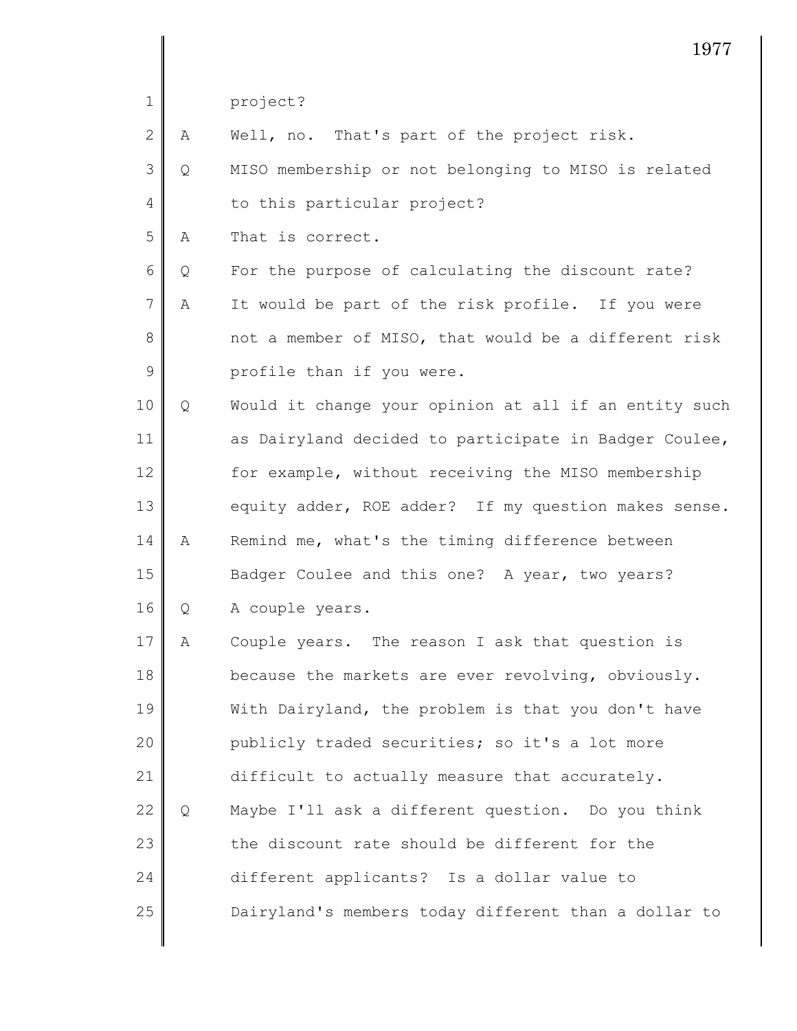project?

A Well, no. That's part of the project risk.

Q MISO membership or not belonging to MISO is related to this particular project?

A That is correct.

Q For the purpose of calculating the discount rate?

A It would be part of the risk profile. If you were not a member of MISO, that would be a different risk profile than if you were.

Q Would it change your opinion at all if an entity such as Dairyland decided to participate in Badger Coulee, for example, without receiving the MISO membership equity adder, ROE adder? If my question makes sense.

A Remind me, what's the timing difference between Badger Coulee and this one? A year, two years?

Q A couple years.

A Couple years. The reason I ask that question is because the markets are ever revolving, obviously. With Dairyland, the problem is that you don't have publicly traded securities; so it's a lot more difficult to actually measure that accurately.

Q Maybe I'll ask a different question. Do you think the discount rate should be different for the different applicants? Is a dollar value to Dairyland's members today different than a dollar to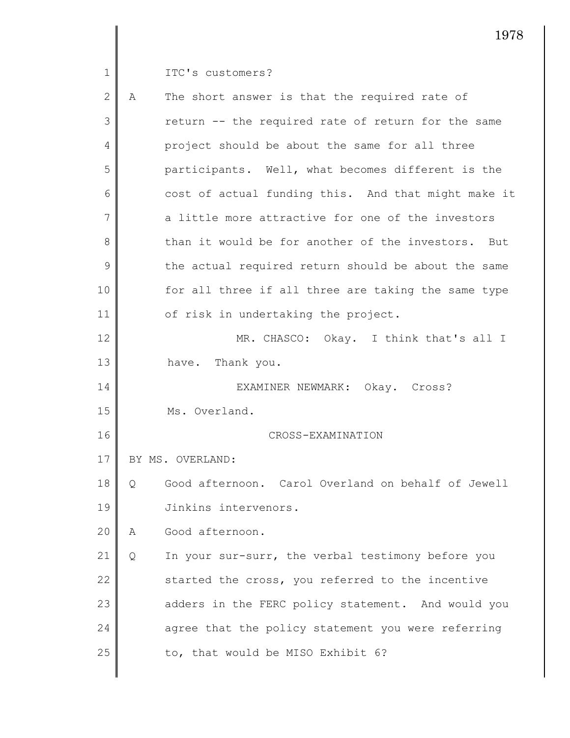ITC's customers?

A The short answer is that the required rate of return -- the required rate of return for the same project should be about the same for all three participants. Well, what becomes different is the cost of actual funding this. And that might make it a little more attractive for one of the investors than it would be for another of the investors. But the actual required return should be about the same for all three if all three are taking the same type of risk in undertaking the project.

MR. CHASCO: Okay. I think that's all I have. Thank you.

EXAMINER NEWMARK: Okay. Cross? Ms. Overland.

CROSS-EXAMINATION

BY MS. OVERLAND:

Q Good afternoon. Carol Overland on behalf of Jewell Jinkins intervenors.

A Good afternoon.

Q In your sur-surr, the verbal testimony before you started the cross, you referred to the incentive adders in the FERC policy statement. And would you agree that the policy statement you were referring to, that would be MISO Exhibit 6?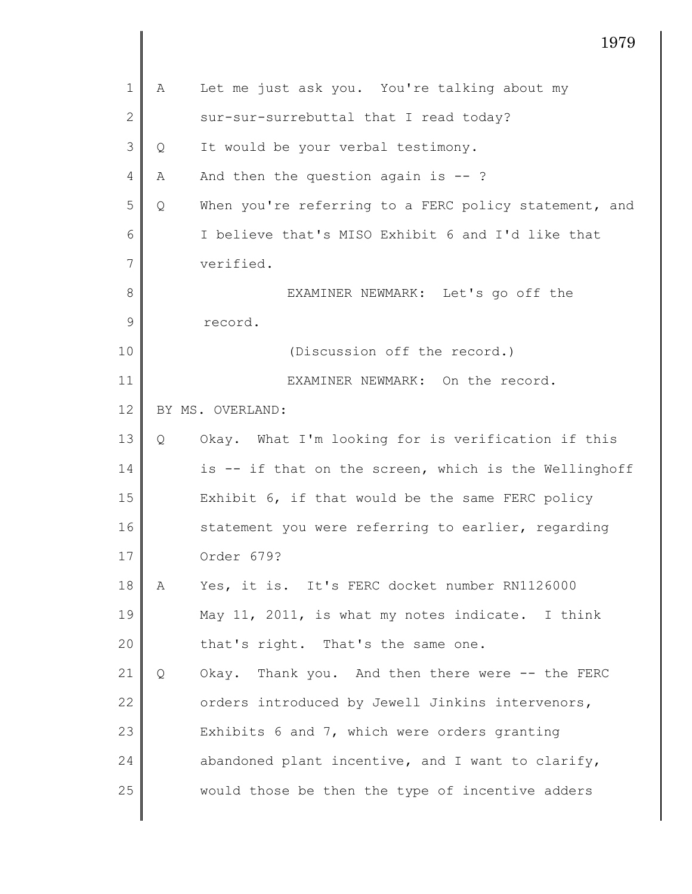A Let me just ask you. You're talking about my sur-sur-surrebuttal that I read today?

Q It would be your verbal testimony.

A And then the question again is -- ?

Q When you're referring to a FERC policy statement, and I believe that's MISO Exhibit 6 and I'd like that verified.

EXAMINER NEWMARK: Let's go off the record.

(Discussion off the record.)

EXAMINER NEWMARK: On the record.

BY MS. OVERLAND:

Q Okay. What I'm looking for is verification if this is -- if that on the screen, which is the Wellinghoff Exhibit 6, if that would be the same FERC policy statement you were referring to earlier, regarding Order 679?

A Yes, it is. It's FERC docket number RN1126000 May 11, 2011, is what my notes indicate. I think that's right. That's the same one.

Q Okay. Thank you. And then there were -- the FERC orders introduced by Jewell Jinkins intervenors, Exhibits 6 and 7, which were orders granting abandoned plant incentive, and I want to clarify, would those be then the type of incentive adders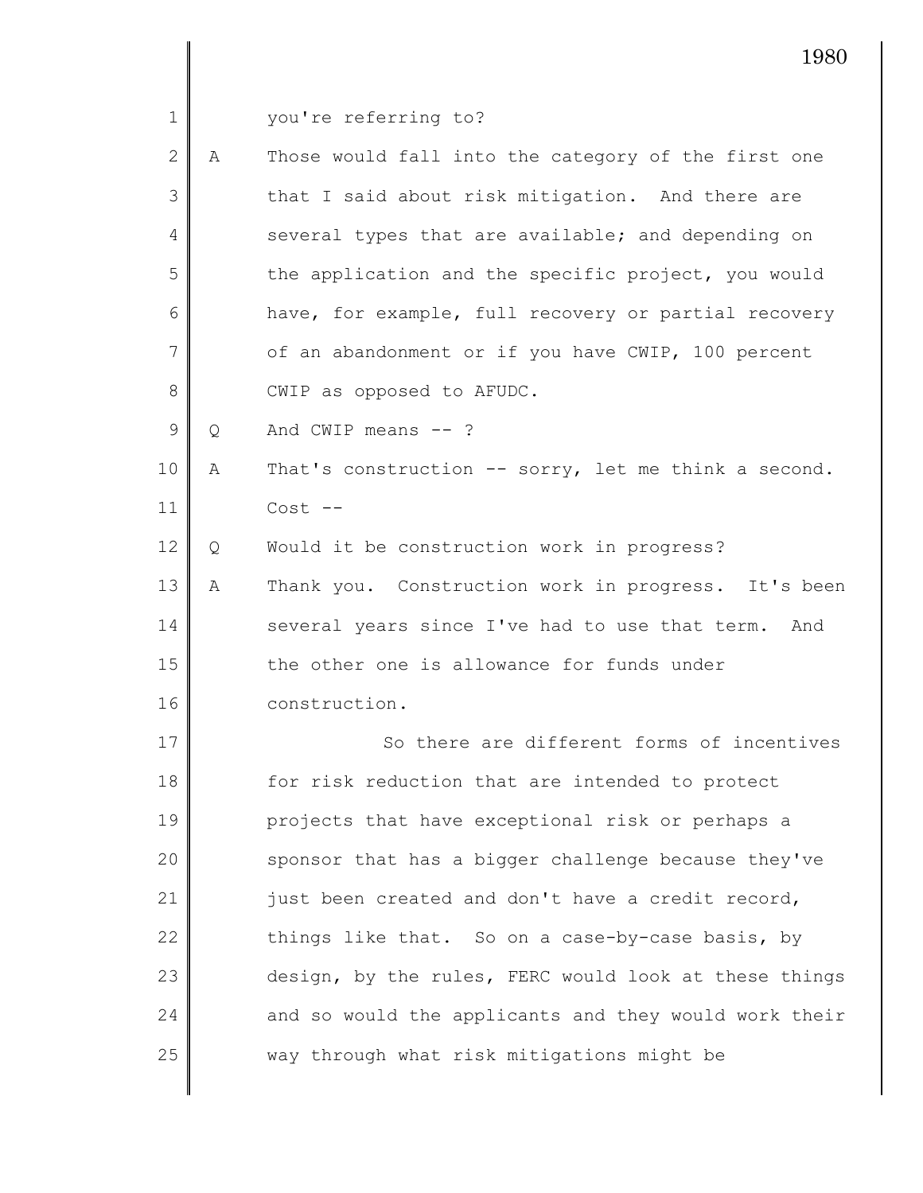you're referring to?

A Those would fall into the category of the first one that I said about risk mitigation. And there are several types that are available; and depending on the application and the specific project, you would have, for example, full recovery or partial recovery of an abandonment or if you have CWIP, 100 percent CWIP as opposed to AFUDC.

Q And CWIP means -- ?

A That's construction -- sorry, let me think a second. Cost --

Q Would it be construction work in progress?

A Thank you. Construction work in progress. It's been several years since I've had to use that term. And the other one is allowance for funds under construction.

So there are different forms of incentives for risk reduction that are intended to protect projects that have exceptional risk or perhaps a sponsor that has a bigger challenge because they've just been created and don't have a credit record, things like that. So on a case-by-case basis, by design, by the rules, FERC would look at these things and so would the applicants and they would work their way through what risk mitigations might be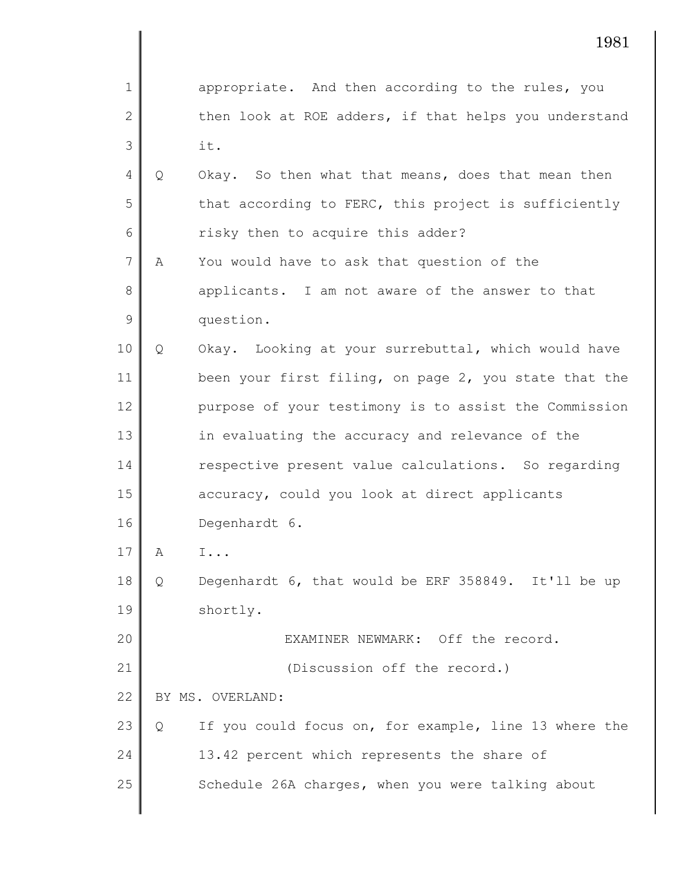appropriate. And then according to the rules, you then look at ROE adders, if that helps you understand it.

Q Okay. So then what that means, does that mean then that according to FERC, this project is sufficiently risky then to acquire this adder?

A You would have to ask that question of the applicants. I am not aware of the answer to that question.

Q Okay. Looking at your surrebuttal, which would have been your first filing, on page 2, you state that the purpose of your testimony is to assist the Commission in evaluating the accuracy and relevance of the respective present value calculations. So regarding accuracy, could you look at direct applicants Degenhardt 6.

A I...

Q Degenhardt 6, that would be ERF 358849. It'll be up shortly.

EXAMINER NEWMARK: Off the record.

(Discussion off the record.)

BY MS. OVERLAND:

Q If you could focus on, for example, line 13 where the 13.42 percent which represents the share of Schedule 26A charges, when you were talking about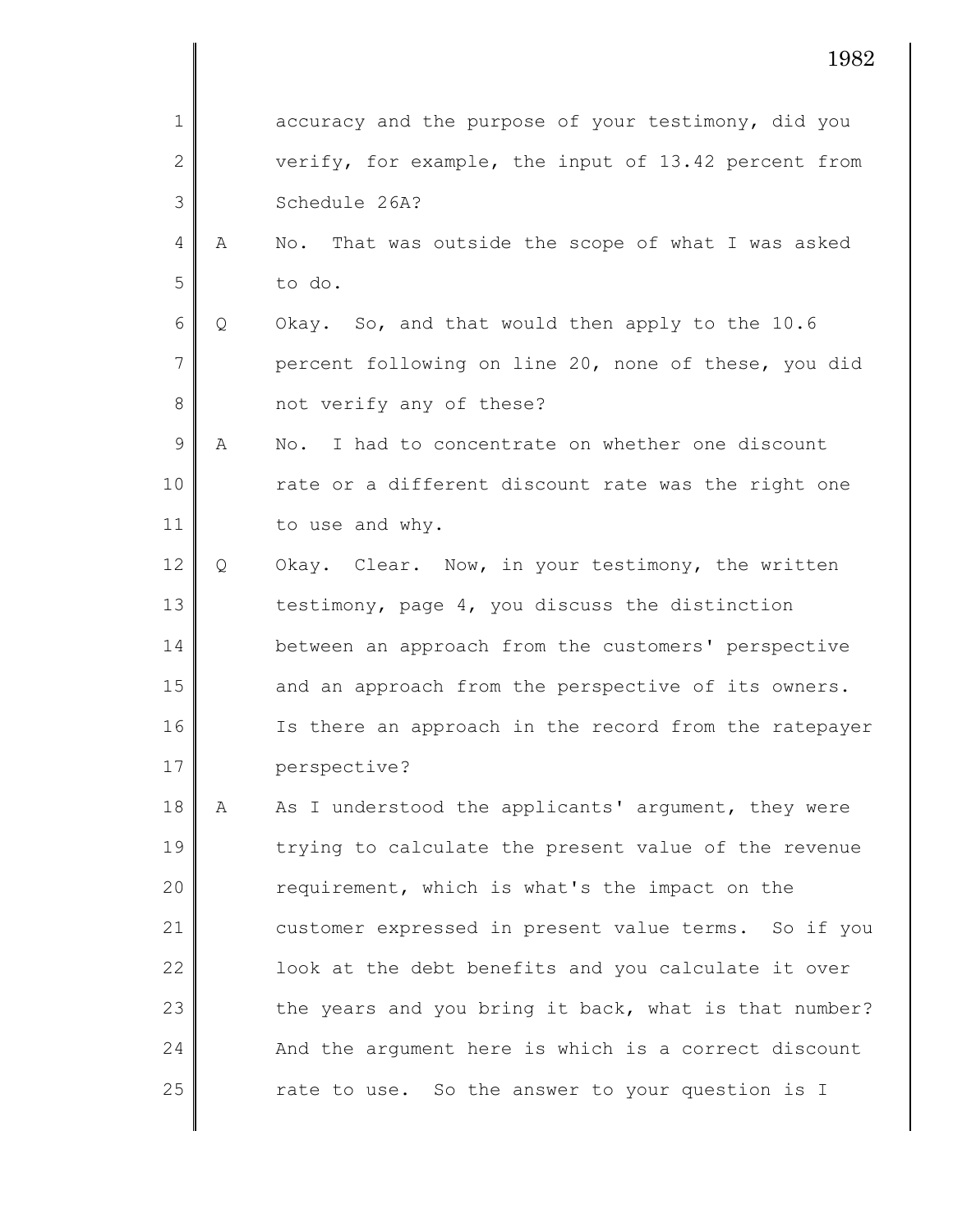accuracy and the purpose of your testimony, did you verify, for example, the input of 13.42 percent from Schedule 26A?

A No. That was outside the scope of what I was asked to do.

Q Okay. So, and that would then apply to the 10.6 percent following on line 20, none of these, you did not verify any of these?

A No. I had to concentrate on whether one discount rate or a different discount rate was the right one to use and why.

Q Okay. Clear. Now, in your testimony, the written testimony, page 4, you discuss the distinction between an approach from the customers' perspective and an approach from the perspective of its owners. Is there an approach in the record from the ratepayer perspective?

A As I understood the applicants' argument, they were trying to calculate the present value of the revenue requirement, which is what's the impact on the customer expressed in present value terms. So if you look at the debt benefits and you calculate it over the years and you bring it back, what is that number? And the argument here is which is a correct discount rate to use. So the answer to your question is I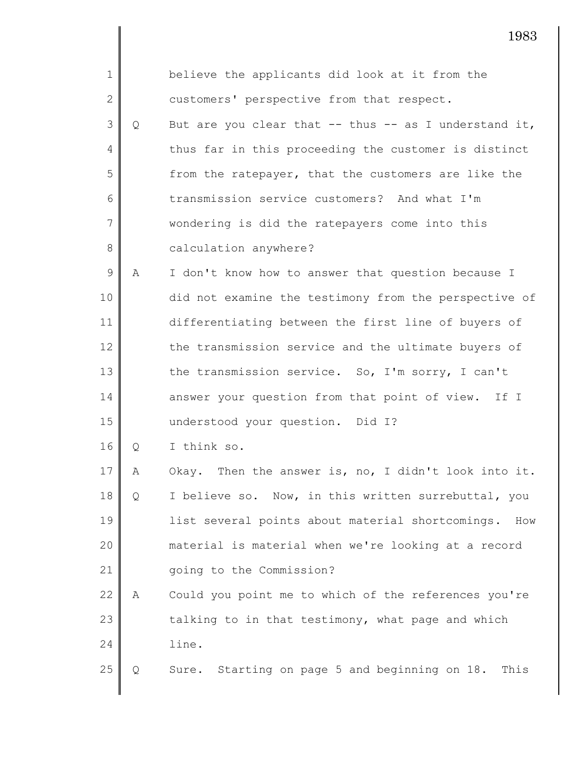believe the applicants did look at it from the customers' perspective from that respect.

Q But are you clear that -- thus -- as I understand it, thus far in this proceeding the customer is distinct from the ratepayer, that the customers are like the transmission service customers? And what I'm wondering is did the ratepayers come into this calculation anywhere?

A I don't know how to answer that question because I did not examine the testimony from the perspective of differentiating between the first line of buyers of the transmission service and the ultimate buyers of the transmission service. So, I'm sorry, I can't answer your question from that point of view. If I understood your question. Did I?

Q I think so.

A Okay. Then the answer is, no, I didn't look into it.

Q I believe so. Now, in this written surrebuttal, you list several points about material shortcomings. How material is material when we're looking at a record going to the Commission?

A Could you point me to which of the references you're talking to in that testimony, what page and which line.

Q Sure. Starting on page 5 and beginning on 18. This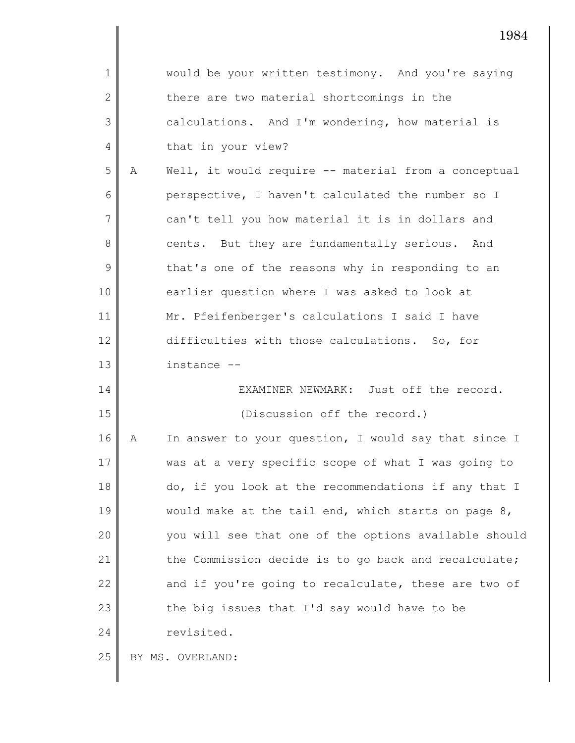would be your written testimony. And you're saying there are two material shortcomings in the calculations. And I'm wondering, how material is that in your view?

A Well, it would require -- material from a conceptual perspective, I haven't calculated the number so I can't tell you how material it is in dollars and cents. But they are fundamentally serious. And that's one of the reasons why in responding to an earlier question where I was asked to look at Mr. Pfeifenberger's calculations I said I have difficulties with those calculations. So, for instance --

EXAMINER NEWMARK: Just off the record.

(Discussion off the record.)

A In answer to your question, I would say that since I was at a very specific scope of what I was going to do, if you look at the recommendations if any that I would make at the tail end, which starts on page 8, you will see that one of the options available should the Commission decide is to go back and recalculate; and if you're going to recalculate, these are two of the big issues that I'd say would have to be revisited.

BY MS. OVERLAND: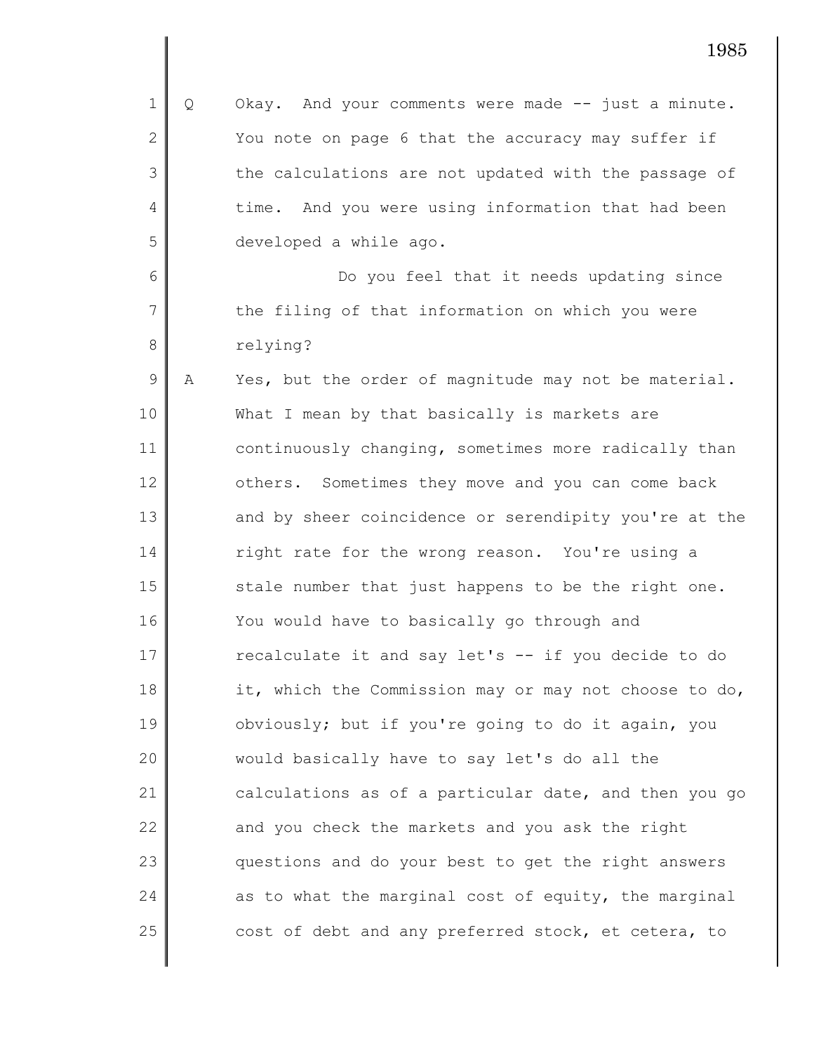Q Okay. And your comments were made -- just a minute. You note on page 6 that the accuracy may suffer if the calculations are not updated with the passage of time. And you were using information that had been developed a while ago.

Do you feel that it needs updating since the filing of that information on which you were relying?

A Yes, but the order of magnitude may not be material. What I mean by that basically is markets are continuously changing, sometimes more radically than others. Sometimes they move and you can come back and by sheer coincidence or serendipity you're at the right rate for the wrong reason. You're using a stale number that just happens to be the right one. You would have to basically go through and recalculate it and say let's -- if you decide to do it, which the Commission may or may not choose to do, obviously; but if you're going to do it again, you would basically have to say let's do all the calculations as of a particular date, and then you go and you check the markets and you ask the right questions and do your best to get the right answers as to what the marginal cost of equity, the marginal cost of debt and any preferred stock, et cetera, to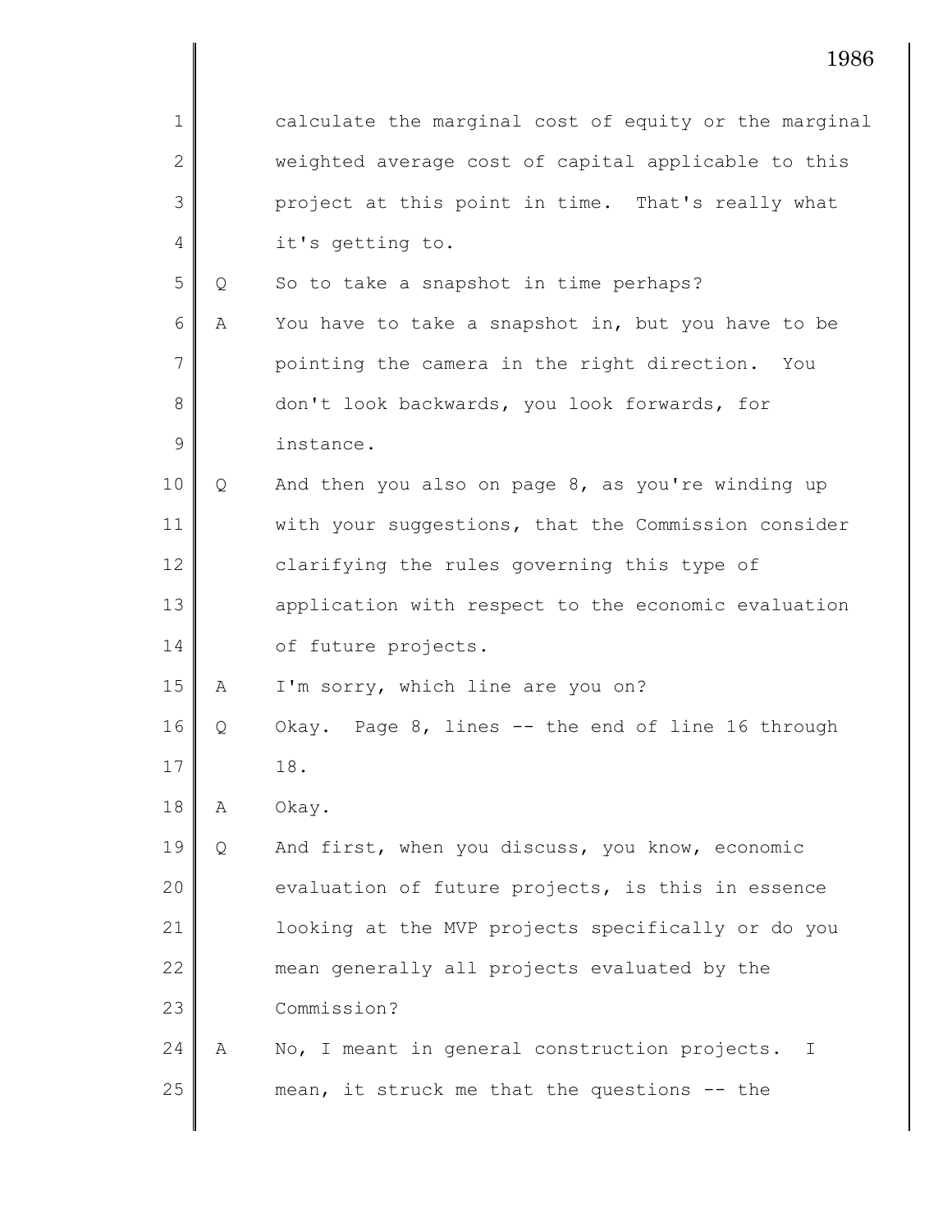calculate the marginal cost of equity or the marginal weighted average cost of capital applicable to this project at this point in time. That's really what it's getting to.

Q So to take a snapshot in time perhaps?

A You have to take a snapshot in, but you have to be pointing the camera in the right direction. You don't look backwards, you look forwards, for instance.

Q And then you also on page 8, as you're winding up with your suggestions, that the Commission consider clarifying the rules governing this type of application with respect to the economic evaluation of future projects.

A I'm sorry, which line are you on?

Q Okay. Page 8, lines -- the end of line 16 through 18.

A Okay.

Q And first, when you discuss, you know, economic evaluation of future projects, is this in essence looking at the MVP projects specifically or do you mean generally all projects evaluated by the Commission?

A No, I meant in general construction projects. I mean, it struck me that the questions -- the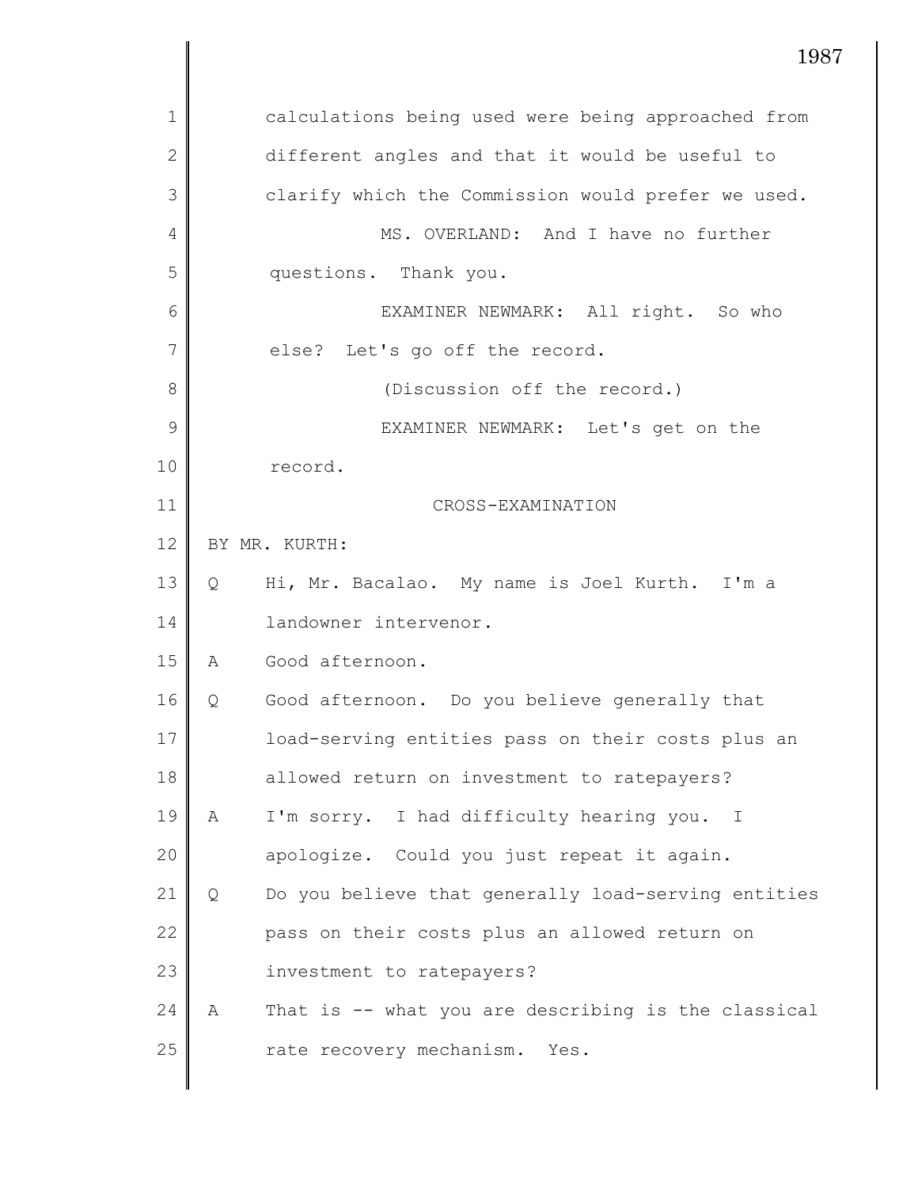calculations being used were being approached from different angles and that it would be useful to clarify which the Commission would prefer we used.

MS. OVERLAND: And I have no further questions. Thank you.

EXAMINER NEWMARK: All right. So who else? Let's go off the record.

(Discussion off the record.)

EXAMINER NEWMARK: Let's get on the record.

CROSS-EXAMINATION

BY MR. KURTH:

Q Hi, Mr. Bacalao. My name is Joel Kurth. I'm a landowner intervenor.

A Good afternoon.

Q Good afternoon. Do you believe generally that load-serving entities pass on their costs plus an allowed return on investment to ratepayers?

A I'm sorry. I had difficulty hearing you. I apologize. Could you just repeat it again.

Q Do you believe that generally load-serving entities pass on their costs plus an allowed return on investment to ratepayers?

A That is -- what you are describing is the classical rate recovery mechanism. Yes.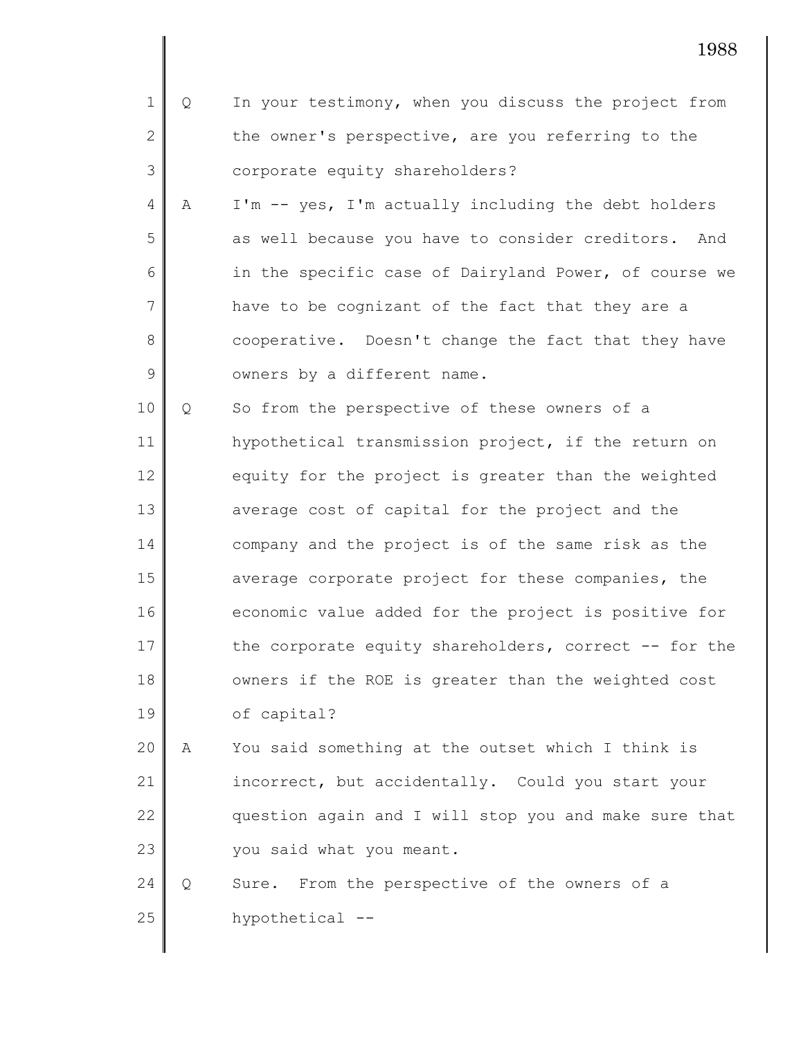Q In your testimony, when you discuss the project from the owner's perspective, are you referring to the corporate equity shareholders?

A I'm -- yes, I'm actually including the debt holders as well because you have to consider creditors. And in the specific case of Dairyland Power, of course we have to be cognizant of the fact that they are a cooperative. Doesn't change the fact that they have owners by a different name.

Q So from the perspective of these owners of a hypothetical transmission project, if the return on equity for the project is greater than the weighted average cost of capital for the project and the company and the project is of the same risk as the average corporate project for these companies, the economic value added for the project is positive for the corporate equity shareholders, correct -- for the owners if the ROE is greater than the weighted cost of capital?

A You said something at the outset which I think is incorrect, but accidentally. Could you start your question again and I will stop you and make sure that you said what you meant.

Q Sure. From the perspective of the owners of a hypothetical --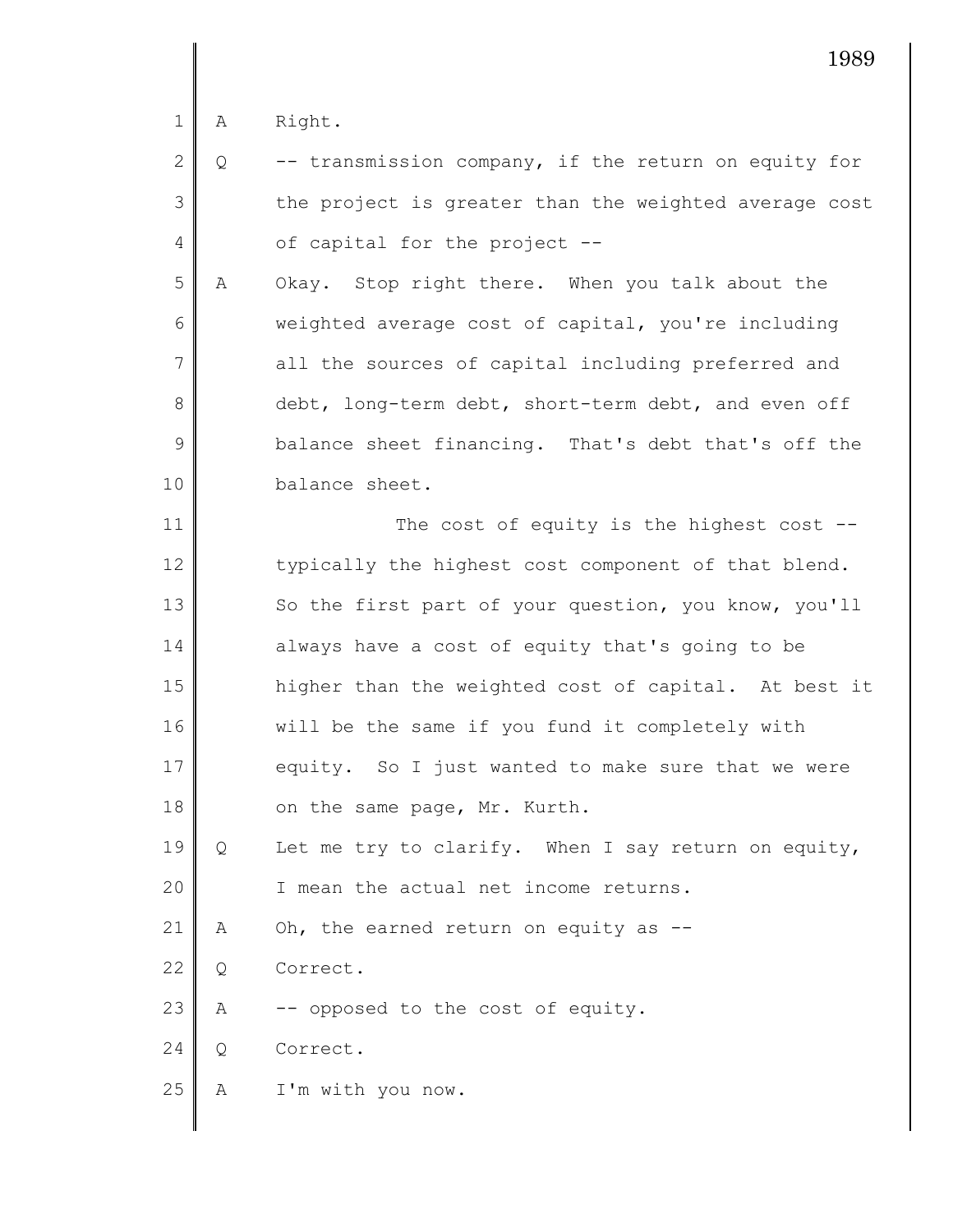A Right.

Q -- transmission company, if the return on equity for the project is greater than the weighted average cost of capital for the project --

A Okay. Stop right there. When you talk about the weighted average cost of capital, you're including all the sources of capital including preferred and debt, long-term debt, short-term debt, and even off balance sheet financing. That's debt that's off the balance sheet.

The cost of equity is the highest cost -- typically the highest cost component of that blend. So the first part of your question, you know, you'll always have a cost of equity that's going to be higher than the weighted cost of capital. At best it will be the same if you fund it completely with equity. So I just wanted to make sure that we were on the same page, Mr. Kurth.

Q Let me try to clarify. When I say return on equity, I mean the actual net income returns.

A Oh, the earned return on equity as --

Q Correct.

A -- opposed to the cost of equity.

Q Correct.

A I'm with you now.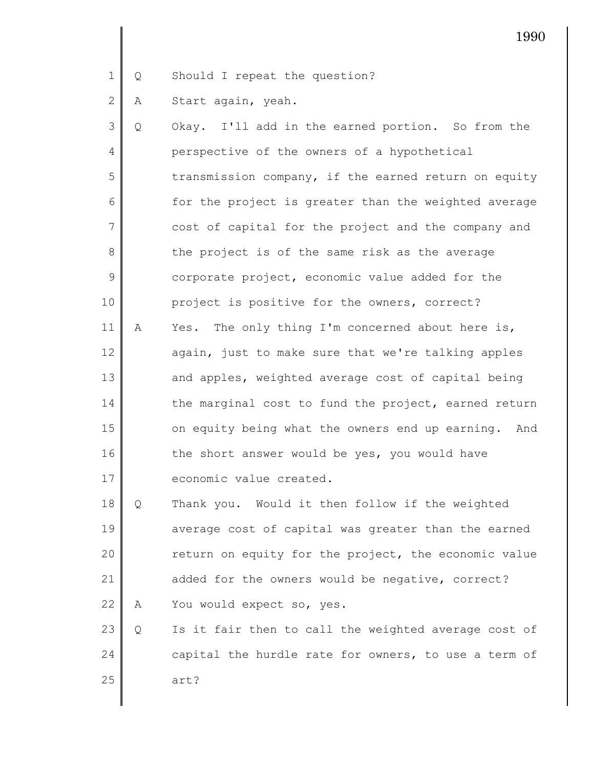Q Should I repeat the question?

A Start again, yeah.

Q Okay. I'll add in the earned portion. So from the perspective of the owners of a hypothetical transmission company, if the earned return on equity for the project is greater than the weighted average cost of capital for the project and the company and the project is of the same risk as the average corporate project, economic value added for the project is positive for the owners, correct?

A Yes. The only thing I'm concerned about here is, again, just to make sure that we're talking apples and apples, weighted average cost of capital being the marginal cost to fund the project, earned return on equity being what the owners end up earning. And the short answer would be yes, you would have economic value created.

Q Thank you. Would it then follow if the weighted average cost of capital was greater than the earned return on equity for the project, the economic value added for the owners would be negative, correct?

A You would expect so, yes.

Q Is it fair then to call the weighted average cost of capital the hurdle rate for owners, to use a term of art?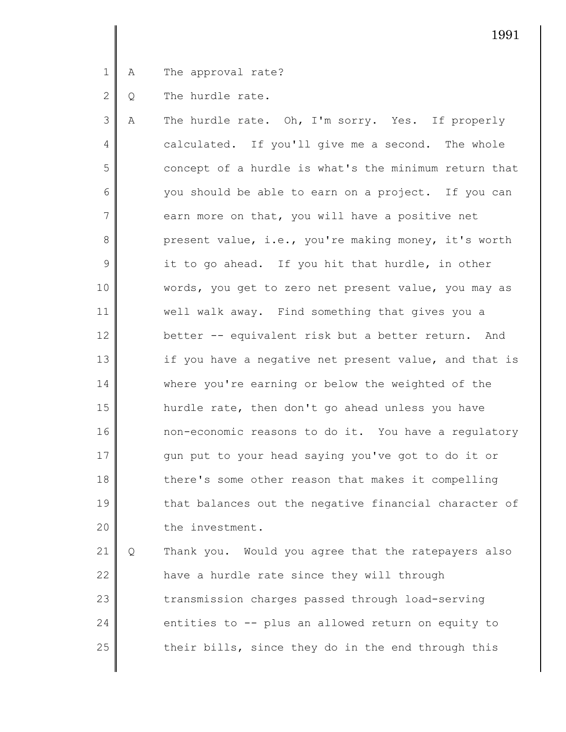1 A The approval rate?

2 Q The hurdle rate.

3 A The hurdle rate. Oh, I'm sorry. Yes. If properly
4 calculated. If you'll give me a second. The whole
5 concept of a hurdle is what's the minimum return that
6 you should be able to earn on a project. If you can
7 earn more on that, you will have a positive net
8 present value, i.e., you're making money, it's worth
9 it to go ahead. If you hit that hurdle, in other
10 words, you get to zero net present value, you may as
11 well walk away. Find something that gives you a
12 better -- equivalent risk but a better return. And
13 if you have a negative net present value, and that is
14 where you're earning or below the weighted of the
15 hurdle rate, then don't go ahead unless you have
16 non-economic reasons to do it. You have a regulatory
17 gun put to your head saying you've got to do it or
18 there's some other reason that makes it compelling
19 that balances out the negative financial character of
20 the investment.

21 Q Thank you. Would you agree that the ratepayers also
22 have a hurdle rate since they will through
23 transmission charges passed through load-serving
24 entities to -- plus an allowed return on equity to
25 their bills, since they do in the end through this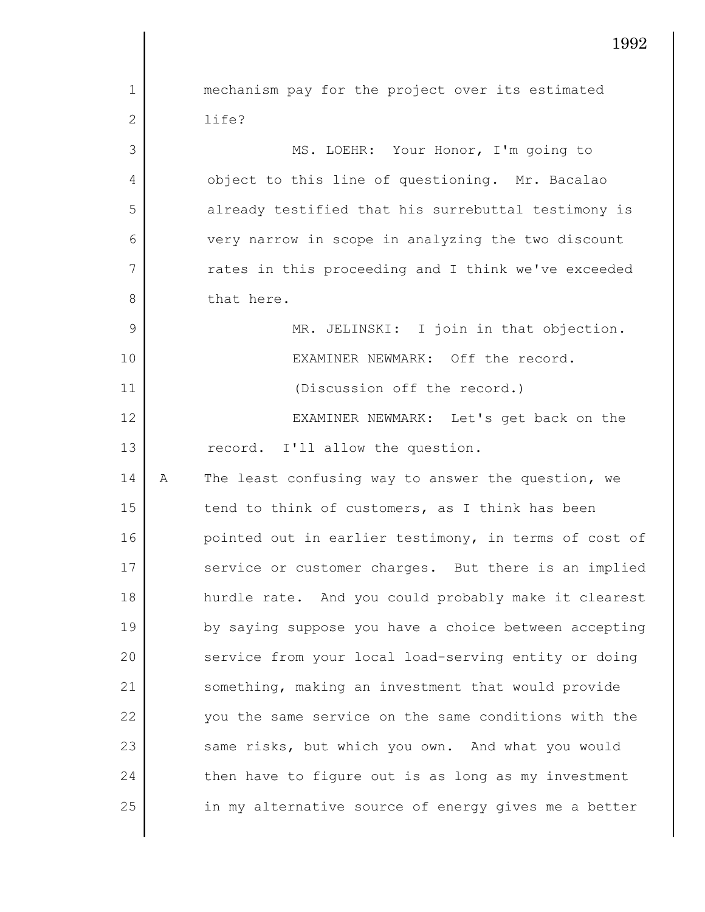mechanism pay for the project over its estimated life?

MS. LOEHR: Your Honor, I'm going to object to this line of questioning. Mr. Bacalao already testified that his surrebuttal testimony is very narrow in scope in analyzing the two discount rates in this proceeding and I think we've exceeded that here.

MR. JELINSKI: I join in that objection.

EXAMINER NEWMARK: Off the record.

(Discussion off the record.)

EXAMINER NEWMARK: Let's get back on the record. I'll allow the question.

A The least confusing way to answer the question, we tend to think of customers, as I think has been pointed out in earlier testimony, in terms of cost of service or customer charges. But there is an implied hurdle rate. And you could probably make it clearest by saying suppose you have a choice between accepting service from your local load-serving entity or doing something, making an investment that would provide you the same service on the same conditions with the same risks, but which you own. And what you would then have to figure out is as long as my investment in my alternative source of energy gives me a better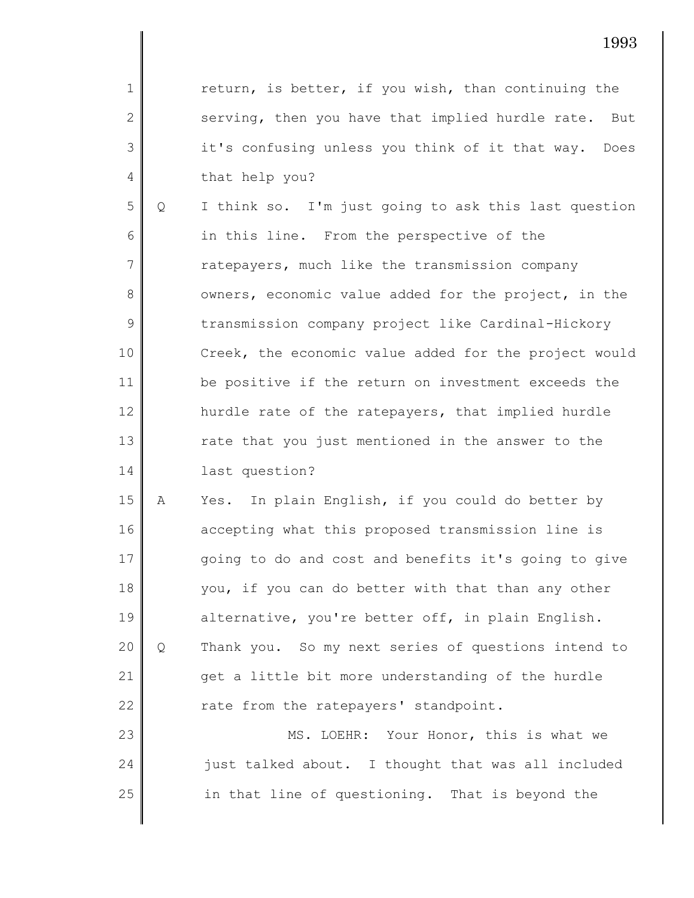return, is better, if you wish, than continuing the serving, then you have that implied hurdle rate. But it's confusing unless you think of it that way. Does that help you?

Q I think so. I'm just going to ask this last question in this line. From the perspective of the ratepayers, much like the transmission company owners, economic value added for the project, in the transmission company project like Cardinal-Hickory Creek, the economic value added for the project would be positive if the return on investment exceeds the hurdle rate of the ratepayers, that implied hurdle rate that you just mentioned in the answer to the last question?

A Yes. In plain English, if you could do better by accepting what this proposed transmission line is going to do and cost and benefits it's going to give you, if you can do better with that than any other alternative, you're better off, in plain English.

Q Thank you. So my next series of questions intend to get a little bit more understanding of the hurdle rate from the ratepayers' standpoint.

MS. LOEHR: Your Honor, this is what we just talked about. I thought that was all included in that line of questioning. That is beyond the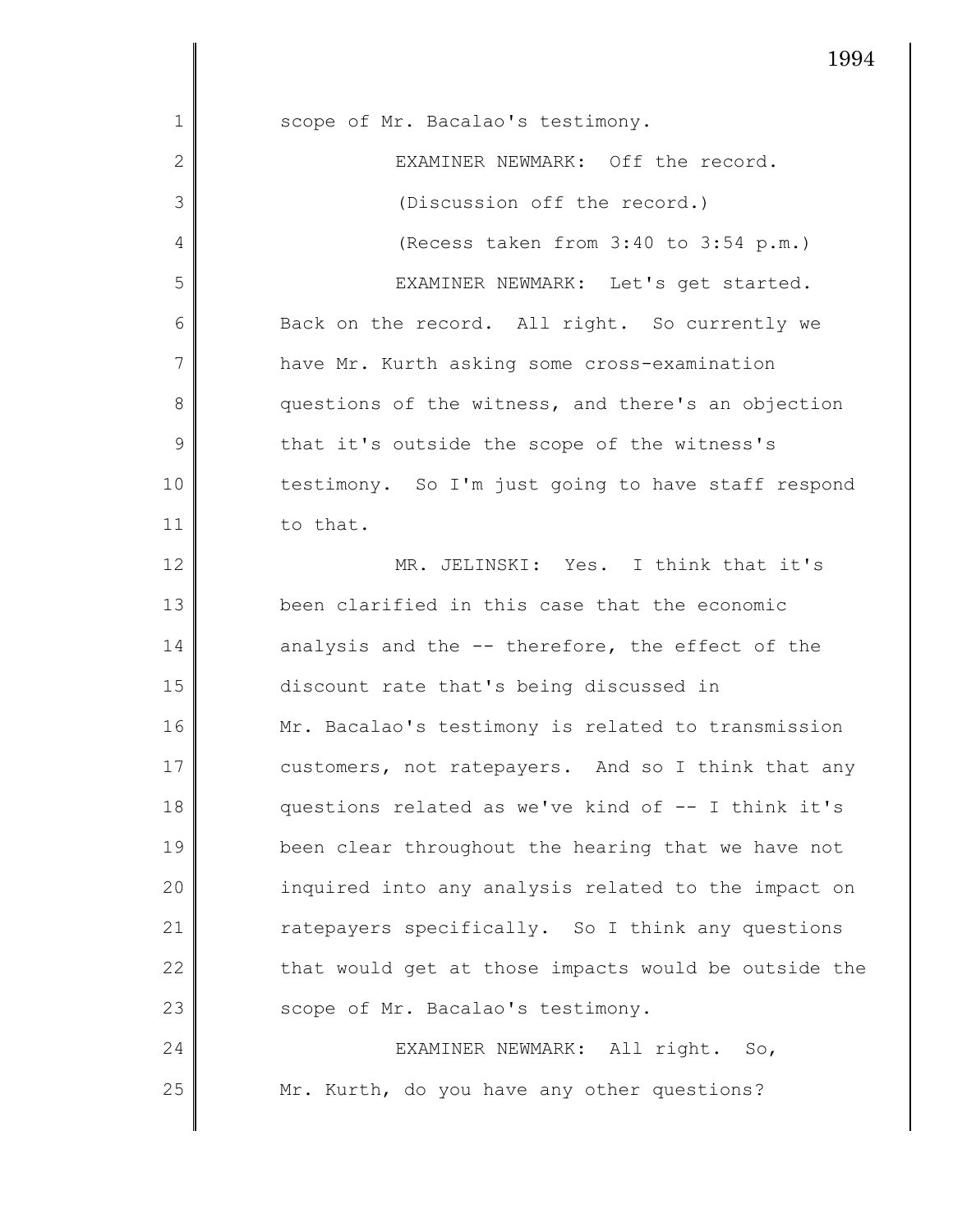scope of Mr. Bacalao's testimony.

EXAMINER NEWMARK: Off the record.

(Discussion off the record.)

(Recess taken from 3:40 to 3:54 p.m.)

EXAMINER NEWMARK: Let's get started. Back on the record. All right. So currently we have Mr. Kurth asking some cross-examination questions of the witness, and there's an objection that it's outside the scope of the witness's testimony. So I'm just going to have staff respond to that.

MR. JELINSKI: Yes. I think that it's been clarified in this case that the economic analysis and the -- therefore, the effect of the discount rate that's being discussed in Mr. Bacalao's testimony is related to transmission customers, not ratepayers. And so I think that any questions related as we've kind of -- I think it's been clear throughout the hearing that we have not inquired into any analysis related to the impact on ratepayers specifically. So I think any questions that would get at those impacts would be outside the scope of Mr. Bacalao's testimony.

EXAMINER NEWMARK: All right. So, Mr. Kurth, do you have any other questions?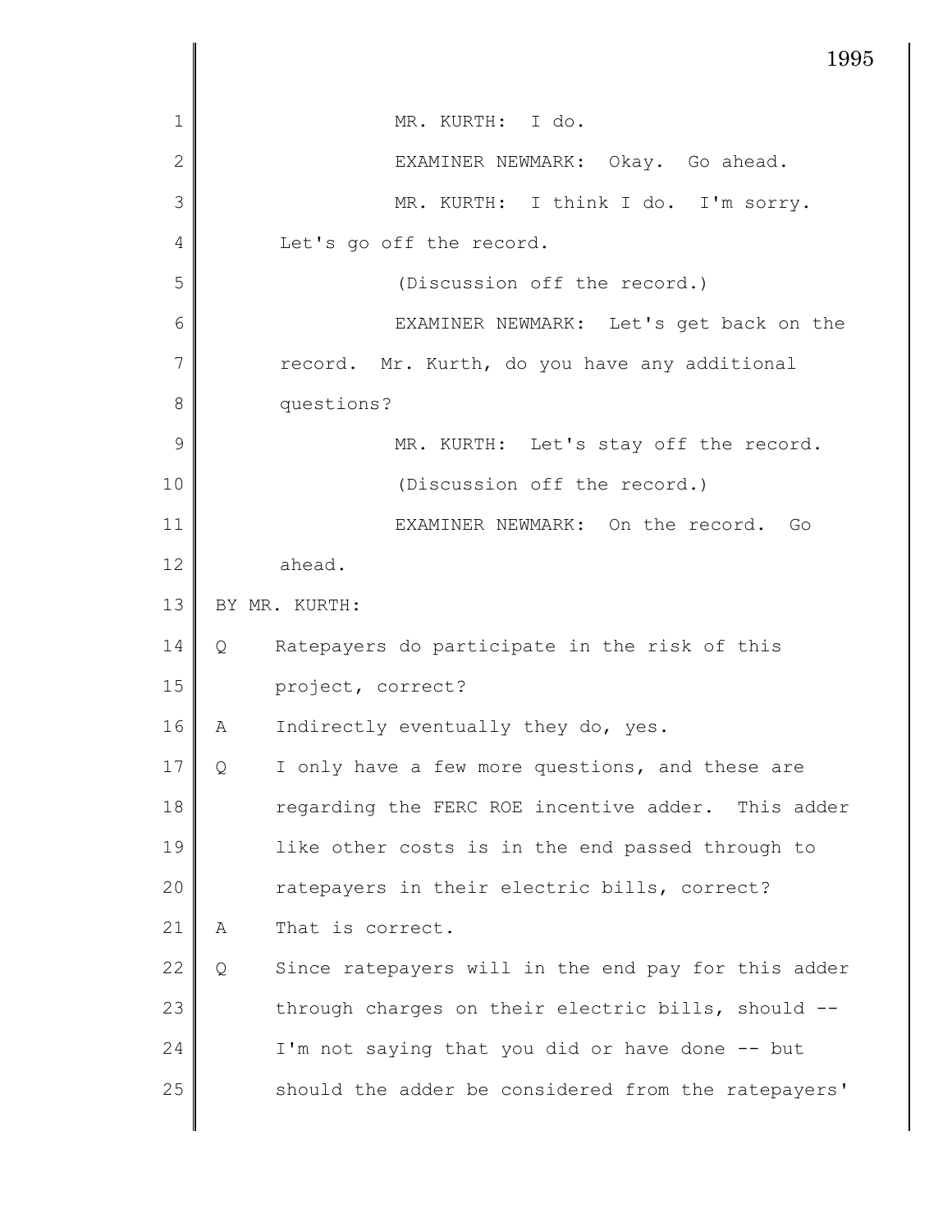MR. KURTH: I do.

EXAMINER NEWMARK: Okay. Go ahead.

MR. KURTH: I think I do. I'm sorry. Let's go off the record.

(Discussion off the record.)

EXAMINER NEWMARK: Let's get back on the record. Mr. Kurth, do you have any additional questions?

MR. KURTH: Let's stay off the record.

(Discussion off the record.)

EXAMINER NEWMARK: On the record. Go ahead.

BY MR. KURTH:

Q Ratepayers do participate in the risk of this project, correct?

A Indirectly eventually they do, yes.

Q I only have a few more questions, and these are regarding the FERC ROE incentive adder. This adder like other costs is in the end passed through to ratepayers in their electric bills, correct?

A That is correct.

Q Since ratepayers will in the end pay for this adder through charges on their electric bills, should -- I'm not saying that you did or have done -- but should the adder be considered from the ratepayers'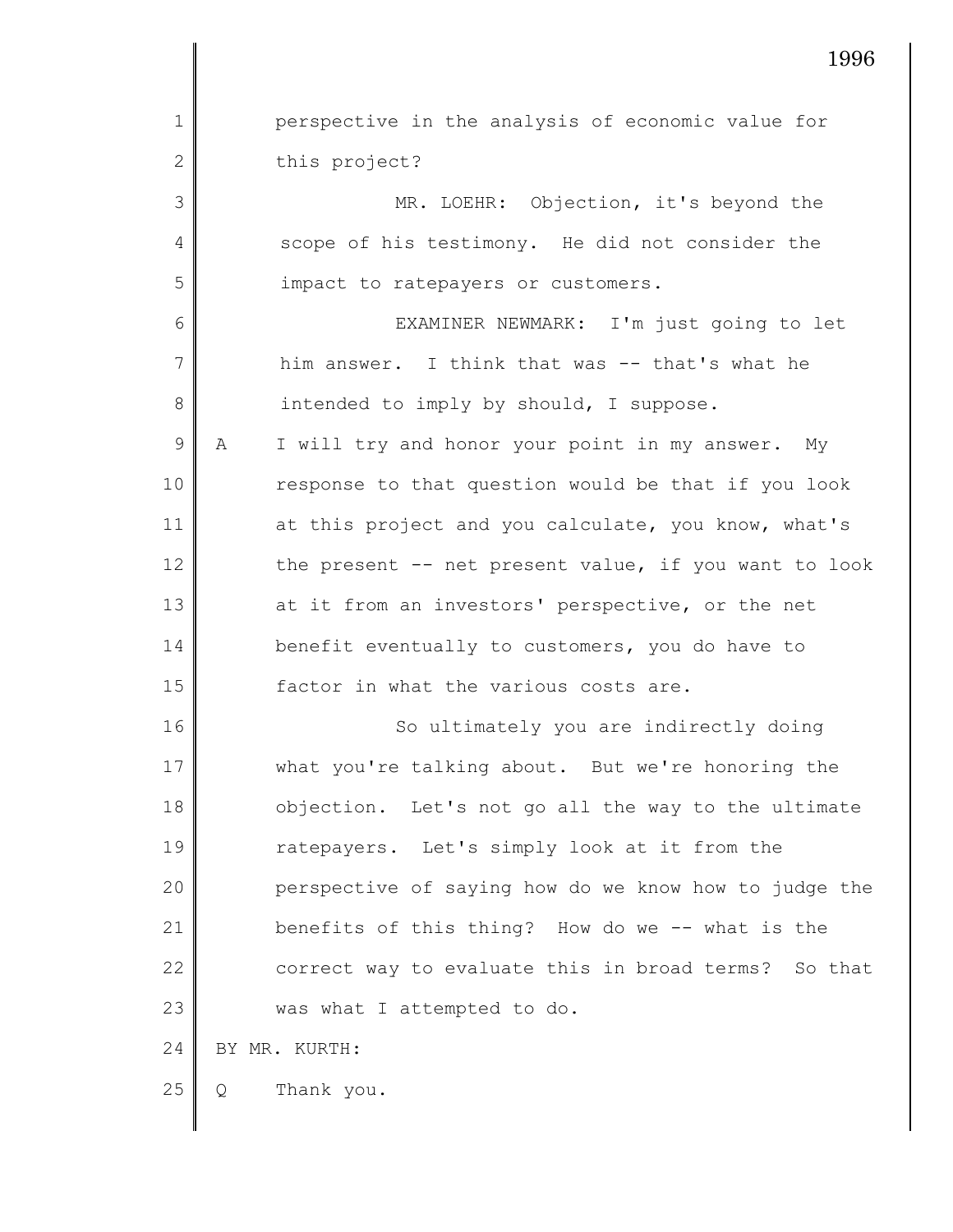perspective in the analysis of economic value for this project?

MR. LOEHR: Objection, it's beyond the scope of his testimony. He did not consider the impact to ratepayers or customers.

EXAMINER NEWMARK: I'm just going to let him answer. I think that was -- that's what he intended to imply by should, I suppose.

A I will try and honor your point in my answer. My response to that question would be that if you look at this project and you calculate, you know, what's the present -- net present value, if you want to look at it from an investors' perspective, or the net benefit eventually to customers, you do have to factor in what the various costs are.

So ultimately you are indirectly doing what you're talking about. But we're honoring the objection. Let's not go all the way to the ultimate ratepayers. Let's simply look at it from the perspective of saying how do we know how to judge the benefits of this thing? How do we -- what is the correct way to evaluate this in broad terms? So that was what I attempted to do.

BY MR. KURTH:

Q Thank you.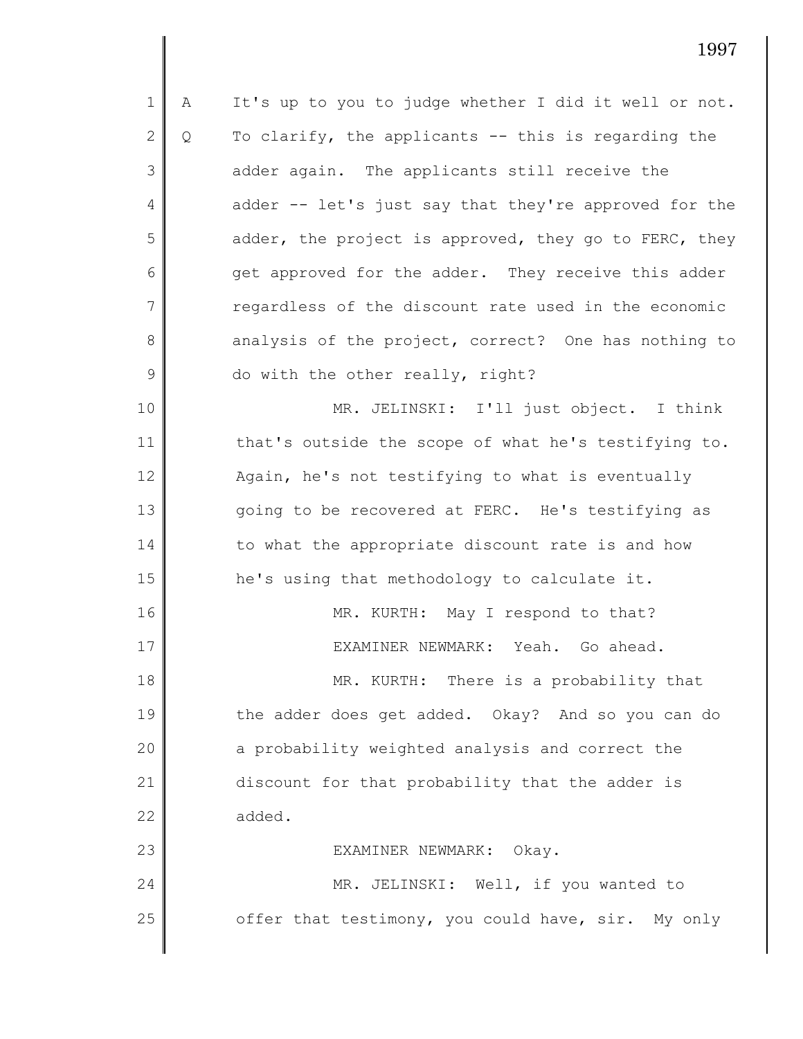A It's up to you to judge whether I did it well or not.

Q To clarify, the applicants -- this is regarding the adder again. The applicants still receive the adder -- let's just say that they're approved for the adder, the project is approved, they go to FERC, they get approved for the adder. They receive this adder regardless of the discount rate used in the economic analysis of the project, correct? One has nothing to do with the other really, right?

MR. JELINSKI: I'll just object. I think that's outside the scope of what he's testifying to. Again, he's not testifying to what is eventually going to be recovered at FERC. He's testifying as to what the appropriate discount rate is and how he's using that methodology to calculate it.

MR. KURTH: May I respond to that?

EXAMINER NEWMARK: Yeah. Go ahead.

MR. KURTH: There is a probability that the adder does get added. Okay? And so you can do a probability weighted analysis and correct the discount for that probability that the adder is added.

EXAMINER NEWMARK: Okay.

MR. JELINSKI: Well, if you wanted to offer that testimony, you could have, sir. My only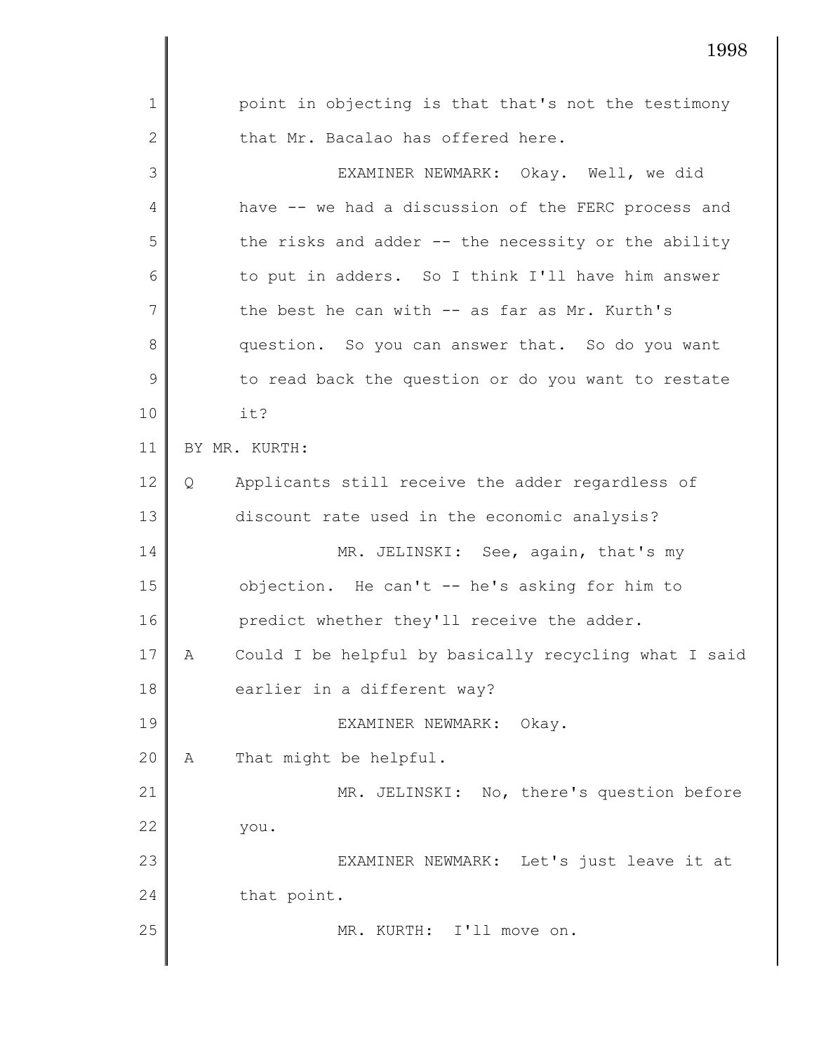point in objecting is that that's not the testimony that Mr. Bacalao has offered here.

EXAMINER NEWMARK: Okay. Well, we did have -- we had a discussion of the FERC process and the risks and adder -- the necessity or the ability to put in adders. So I think I'll have him answer the best he can with -- as far as Mr. Kurth's question. So you can answer that. So do you want to read back the question or do you want to restate it?

BY MR. KURTH:

Q Applicants still receive the adder regardless of discount rate used in the economic analysis?

MR. JELINSKI: See, again, that's my objection. He can't -- he's asking for him to predict whether they'll receive the adder.

A Could I be helpful by basically recycling what I said earlier in a different way?

EXAMINER NEWMARK: Okay.

A That might be helpful.

MR. JELINSKI: No, there's question before you.

EXAMINER NEWMARK: Let's just leave it at that point.

MR. KURTH: I'll move on.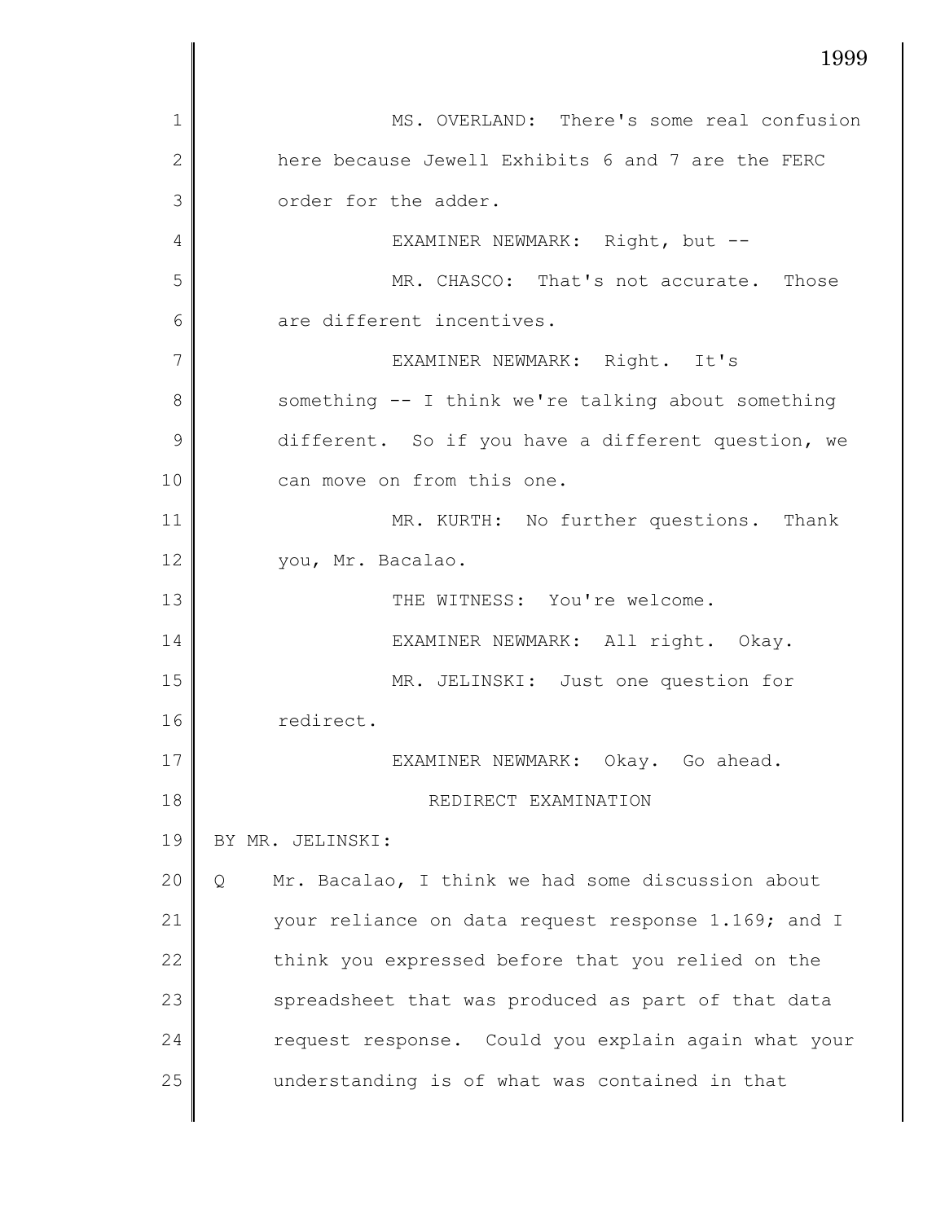MS. OVERLAND: There's some real confusion here because Jewell Exhibits 6 and 7 are the FERC order for the adder.

EXAMINER NEWMARK: Right, but --

MR. CHASCO: That's not accurate. Those are different incentives.

EXAMINER NEWMARK: Right. It's something -- I think we're talking about something different. So if you have a different question, we can move on from this one.

MR. KURTH: No further questions. Thank you, Mr. Bacalao.

THE WITNESS: You're welcome.

EXAMINER NEWMARK: All right. Okay.

MR. JELINSKI: Just one question for redirect.

EXAMINER NEWMARK: Okay. Go ahead.

## REDIRECT EXAMINATION

BY MR. JELINSKI:

Q Mr. Bacalao, I think we had some discussion about your reliance on data request response 1.169; and I think you expressed before that you relied on the spreadsheet that was produced as part of that data request response. Could you explain again what your understanding is of what was contained in that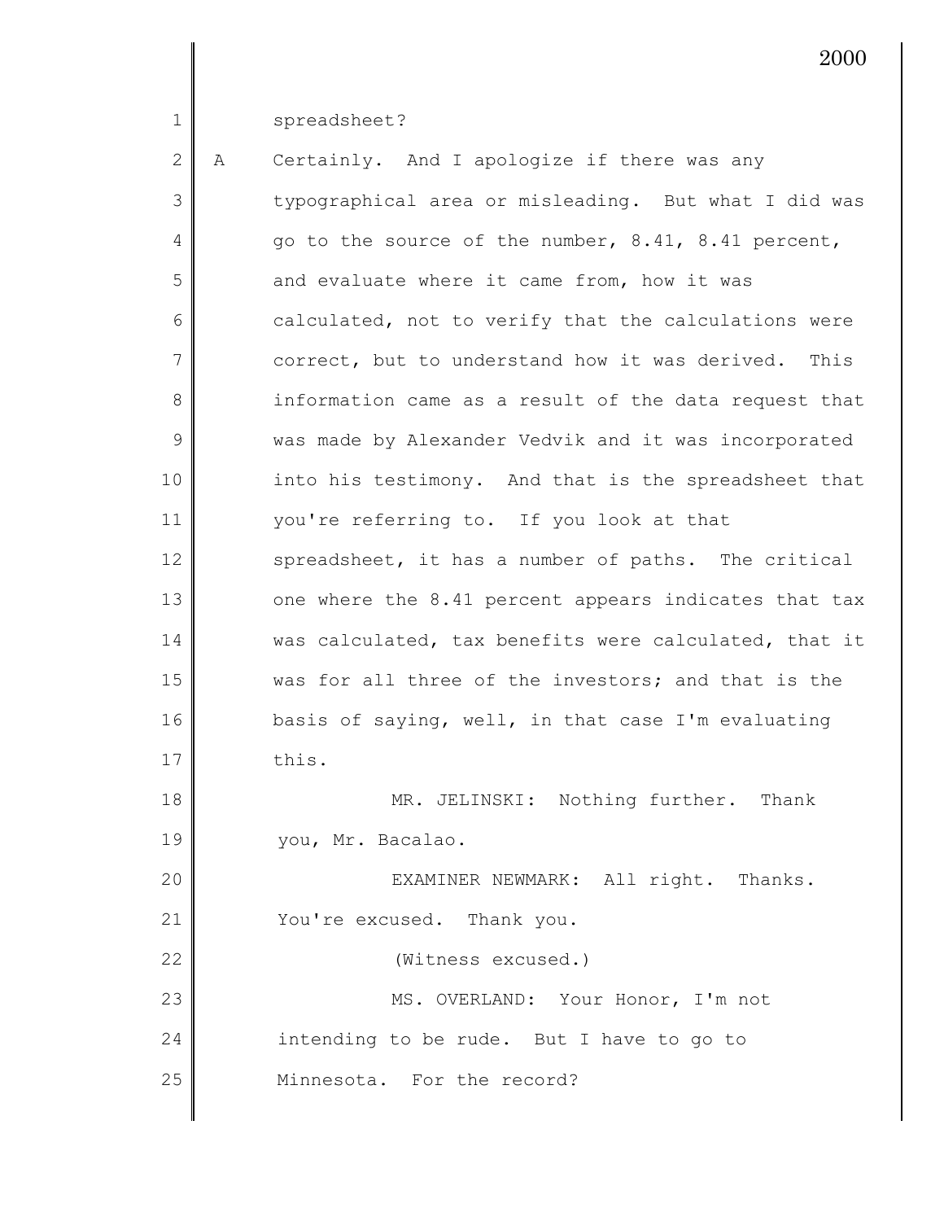spreadsheet?

A Certainly. And I apologize if there was any typographical area or misleading. But what I did was go to the source of the number, 8.41, 8.41 percent, and evaluate where it came from, how it was calculated, not to verify that the calculations were correct, but to understand how it was derived. This information came as a result of the data request that was made by Alexander Vedvik and it was incorporated into his testimony. And that is the spreadsheet that you're referring to. If you look at that spreadsheet, it has a number of paths. The critical one where the 8.41 percent appears indicates that tax was calculated, tax benefits were calculated, that it was for all three of the investors; and that is the basis of saying, well, in that case I'm evaluating this.

MR. JELINSKI: Nothing further. Thank you, Mr. Bacalao.

EXAMINER NEWMARK: All right. Thanks. You're excused. Thank you.

(Witness excused.)

MS. OVERLAND: Your Honor, I'm not intending to be rude. But I have to go to Minnesota. For the record?